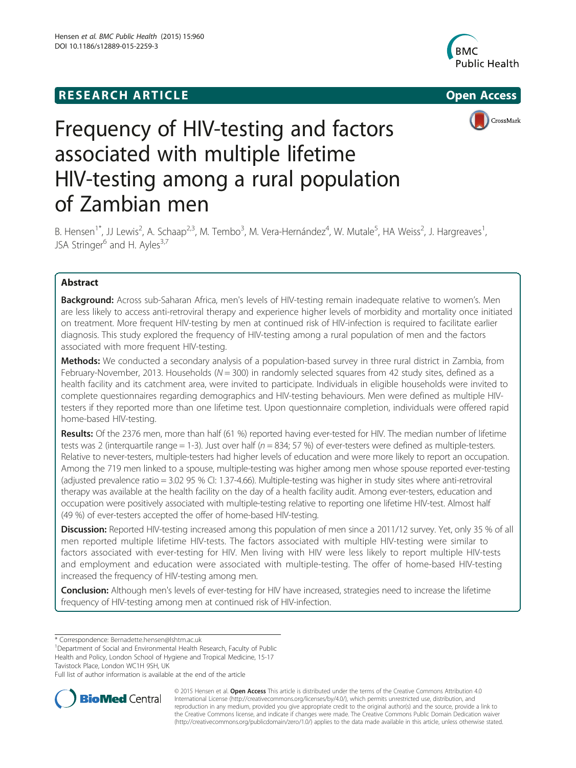**RESEARCH ARTICLE** **Open Access**

# Frequency of HIV-testing and factors associated with multiple lifetime HIV-testing among a rural population of Zambian men

B. Hensen[1*], JJ Lewis[2], A. Schaap[2,3], M. Tembo[3], M. Vera-Hernández[4], W. Mutale[5], HA Weiss[2], J. Hargreaves[1], JSA Stringer[6] and H. Ayles[3,7]

## Abstract

**Background:** Across sub-Saharan Africa, men's levels of HIV-testing remain inadequate relative to women's. Men are less likely to access anti-retroviral therapy and experience higher levels of morbidity and mortality once initiated on treatment. More frequent HIV-testing by men at continued risk of HIV-infection is required to facilitate earlier diagnosis. This study explored the frequency of HIV-testing among a rural population of men and the factors associated with more frequent HIV-testing.

**Methods:** We conducted a secondary analysis of a population-based survey in three rural district in Zambia, from February-November, 2013. Households ($N = 300$) in randomly selected squares from 42 study sites, defined as a health facility and its catchment area, were invited to participate. Individuals in eligible households were invited to complete questionnaires regarding demographics and HIV-testing behaviours. Men were defined as multiple HIV-testers if they reported more than one lifetime test. Upon questionnaire completion, individuals were offered rapid home-based HIV-testing.

**Results:** Of the 2376 men, more than half (61 %) reported having ever-tested for HIV. The median number of lifetime tests was 2 (interquartile range = 1-3). Just over half ($n = 834$; 57 %) of ever-testers were defined as multiple-testers. Relative to never-testers, multiple-testers had higher levels of education and were more likely to report an occupation. Among the 719 men linked to a spouse, multiple-testing was higher among men whose spouse reported ever-testing (adjusted prevalence ratio = 3.02 95 % CI: 1.37-4.66). Multiple-testing was higher in study sites where anti-retroviral therapy was available at the health facility on the day of a health facility audit. Among ever-testers, education and occupation were positively associated with multiple-testing relative to reporting one lifetime HIV-test. Almost half (49 %) of ever-testers accepted the offer of home-based HIV-testing.

**Discussion:** Reported HIV-testing increased among this population of men since a 2011/12 survey. Yet, only 35 % of all men reported multiple lifetime HIV-tests. The factors associated with multiple HIV-testing were similar to factors associated with ever-testing for HIV. Men living with HIV were less likely to report multiple HIV-tests and employment and education were associated with multiple-testing. The offer of home-based HIV-testing increased the frequency of HIV-testing among men.

**Conclusion:** Although men's levels of ever-testing for HIV have increased, strategies need to increase the lifetime frequency of HIV-testing among men at continued risk of HIV-infection.

\* Correspondence: Bernadette.hensen@lshtm.ac.uk
[1]Department of Social and Environmental Health Research, Faculty of Public Health and Policy, London School of Hygiene and Tropical Medicine, 15-17 Tavistock Place, London WC1H 9SH, UK
Full list of author information is available at the end of the article

© 2015 Hensen et al. **Open Access** This article is distributed under the terms of the Creative Commons Attribution 4.0 International License (http://creativecommons.org/licenses/by/4.0/), which permits unrestricted use, distribution, and reproduction in any medium, provided you give appropriate credit to the original author(s) and the source, provide a link to the Creative Commons license, and indicate if changes were made. The Creative Commons Public Domain Dedication waiver (http://creativecommons.org/publicdomain/zero/1.0/) applies to the data made available in this article, unless otherwise stated.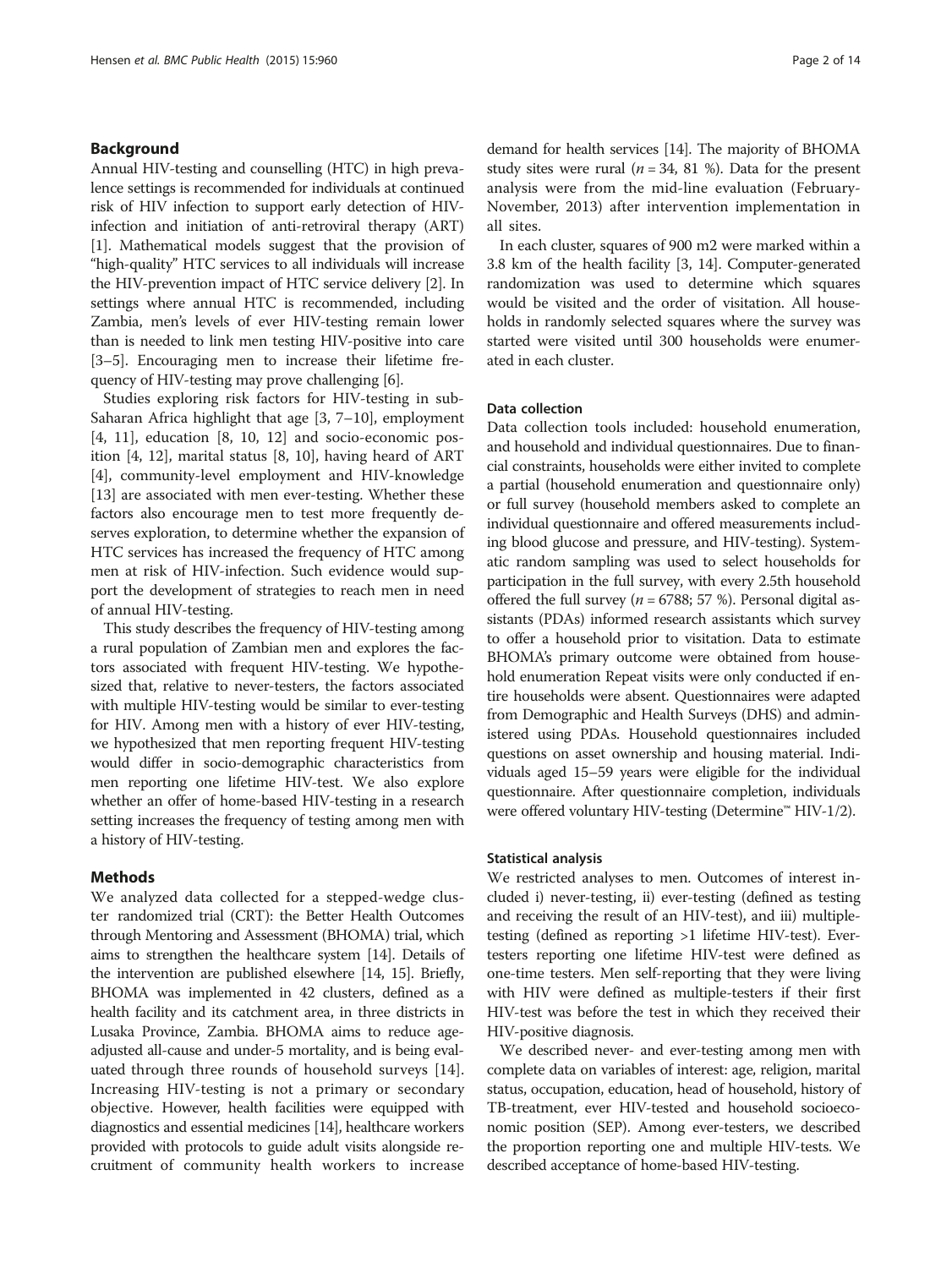## Background

Annual HIV-testing and counselling (HTC) in high prevalence settings is recommended for individuals at continued risk of HIV infection to support early detection of HIV-infection and initiation of anti-retroviral therapy (ART) [1]. Mathematical models suggest that the provision of "high-quality" HTC services to all individuals will increase the HIV-prevention impact of HTC service delivery [2]. In settings where annual HTC is recommended, including Zambia, men's levels of ever HIV-testing remain lower than is needed to link men testing HIV-positive into care [3–5]. Encouraging men to increase their lifetime frequency of HIV-testing may prove challenging [6].

Studies exploring risk factors for HIV-testing in sub-Saharan Africa highlight that age [3, 7–10], employment [4, 11], education [8, 10, 12] and socio-economic position [4, 12], marital status [8, 10], having heard of ART [4], community-level employment and HIV-knowledge [13] are associated with men ever-testing. Whether these factors also encourage men to test more frequently deserves exploration, to determine whether the expansion of HTC services has increased the frequency of HTC among men at risk of HIV-infection. Such evidence would support the development of strategies to reach men in need of annual HIV-testing.

This study describes the frequency of HIV-testing among a rural population of Zambian men and explores the factors associated with frequent HIV-testing. We hypothesized that, relative to never-testers, the factors associated with multiple HIV-testing would be similar to ever-testing for HIV. Among men with a history of ever HIV-testing, we hypothesized that men reporting frequent HIV-testing would differ in socio-demographic characteristics from men reporting one lifetime HIV-test. We also explore whether an offer of home-based HIV-testing in a research setting increases the frequency of testing among men with a history of HIV-testing.

## Methods

We analyzed data collected for a stepped-wedge cluster randomized trial (CRT): the Better Health Outcomes through Mentoring and Assessment (BHOMA) trial, which aims to strengthen the healthcare system [14]. Details of the intervention are published elsewhere [14, 15]. Briefly, BHOMA was implemented in 42 clusters, defined as a health facility and its catchment area, in three districts in Lusaka Province, Zambia. BHOMA aims to reduce age-adjusted all-cause and under-5 mortality, and is being evaluated through three rounds of household surveys [14]. Increasing HIV-testing is not a primary or secondary objective. However, health facilities were equipped with diagnostics and essential medicines [14], healthcare workers provided with protocols to guide adult visits alongside recruitment of community health workers to increase demand for health services [14]. The majority of BHOMA study sites were rural (*n* = 34, 81 %). Data for the present analysis were from the mid-line evaluation (February-November, 2013) after intervention implementation in all sites.

In each cluster, squares of 900 m2 were marked within a 3.8 km of the health facility [3, 14]. Computer-generated randomization was used to determine which squares would be visited and the order of visitation. All households in randomly selected squares where the survey was started were visited until 300 households were enumerated in each cluster.

### Data collection

Data collection tools included: household enumeration, and household and individual questionnaires. Due to financial constraints, households were either invited to complete a partial (household enumeration and questionnaire only) or full survey (household members asked to complete an individual questionnaire and offered measurements including blood glucose and pressure, and HIV-testing). Systematic random sampling was used to select households for participation in the full survey, with every 2.5th household offered the full survey (*n* = 6788; 57 %). Personal digital assistants (PDAs) informed research assistants which survey to offer a household prior to visitation. Data to estimate BHOMA's primary outcome were obtained from household enumeration Repeat visits were only conducted if entire households were absent. Questionnaires were adapted from Demographic and Health Surveys (DHS) and administered using PDAs. Household questionnaires included questions on asset ownership and housing material. Individuals aged 15–59 years were eligible for the individual questionnaire. After questionnaire completion, individuals were offered voluntary HIV-testing (Determine™ HIV-1/2).

### Statistical analysis

We restricted analyses to men. Outcomes of interest included i) never-testing, ii) ever-testing (defined as testing and receiving the result of an HIV-test), and iii) multiple-testing (defined as reporting >1 lifetime HIV-test). Ever-testers reporting one lifetime HIV-test were defined as one-time testers. Men self-reporting that they were living with HIV were defined as multiple-testers if their first HIV-test was before the test in which they received their HIV-positive diagnosis.

We described never- and ever-testing among men with complete data on variables of interest: age, religion, marital status, occupation, education, head of household, history of TB-treatment, ever HIV-tested and household socioeconomic position (SEP). Among ever-testers, we described the proportion reporting one and multiple HIV-tests. We described acceptance of home-based HIV-testing.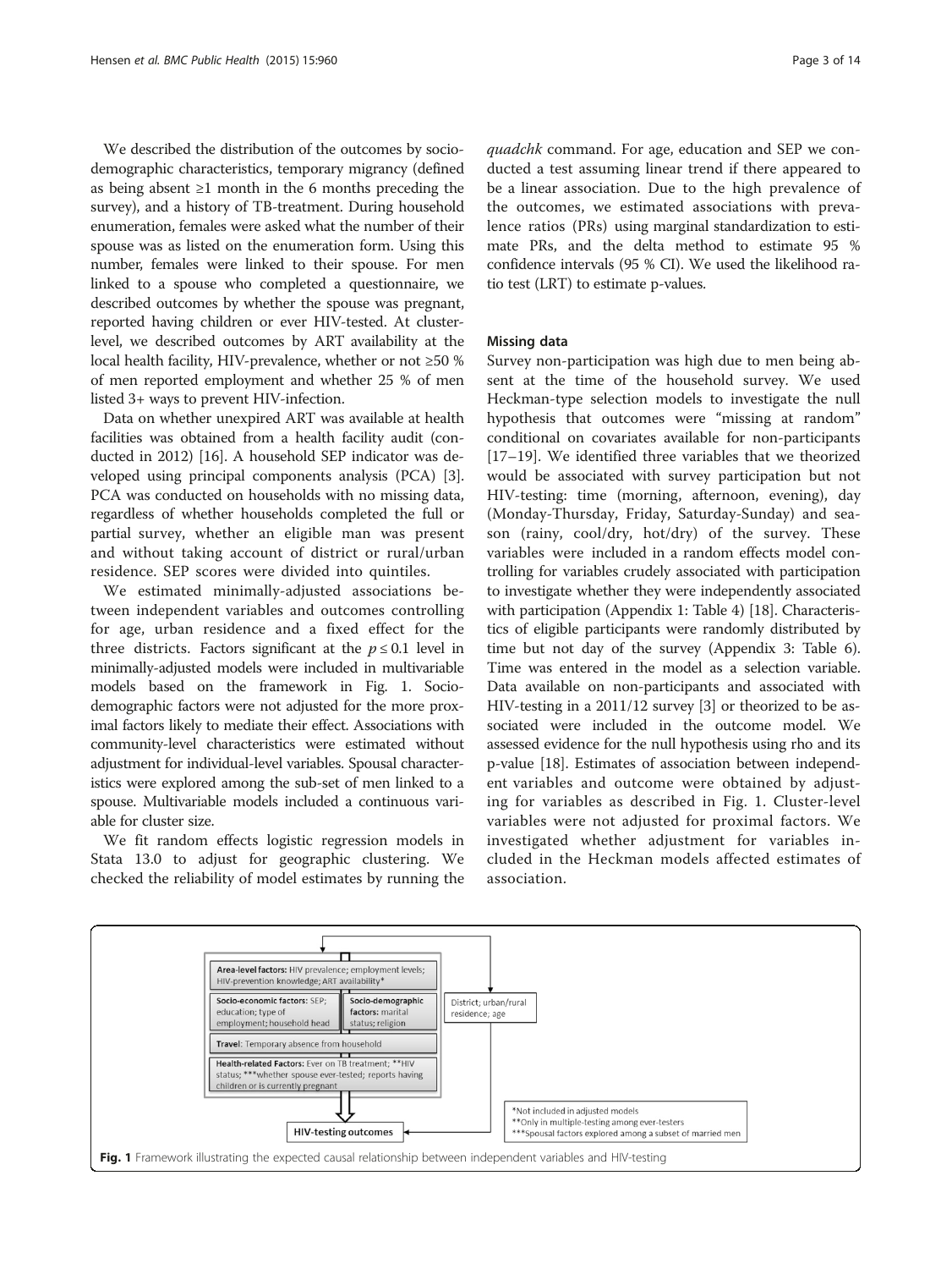We described the distribution of the outcomes by socio-demographic characteristics, temporary migrancy (defined as being absent ≥1 month in the 6 months preceding the survey), and a history of TB-treatment. During household enumeration, females were asked what the number of their spouse was as listed on the enumeration form. Using this number, females were linked to their spouse. For men linked to a spouse who completed a questionnaire, we described outcomes by whether the spouse was pregnant, reported having children or ever HIV-tested. At cluster-level, we described outcomes by ART availability at the local health facility, HIV-prevalence, whether or not ≥50 % of men reported employment and whether 25 % of men listed 3+ ways to prevent HIV-infection.

Data on whether unexpired ART was available at health facilities was obtained from a health facility audit (conducted in 2012) [16]. A household SEP indicator was developed using principal components analysis (PCA) [3]. PCA was conducted on households with no missing data, regardless of whether households completed the full or partial survey, whether an eligible man was present and without taking account of district or rural/urban residence. SEP scores were divided into quintiles.

We estimated minimally-adjusted associations between independent variables and outcomes controlling for age, urban residence and a fixed effect for the three districts. Factors significant at the $p \leq 0.1$ level in minimally-adjusted models were included in multivariable models based on the framework in Fig. 1. Socio-demographic factors were not adjusted for the more proximal factors likely to mediate their effect. Associations with community-level characteristics were estimated without adjustment for individual-level variables. Spousal characteristics were explored among the sub-set of men linked to a spouse. Multivariable models included a continuous variable for cluster size.

We fit random effects logistic regression models in Stata 13.0 to adjust for geographic clustering. We checked the reliability of model estimates by running the *quadchk* command. For age, education and SEP we conducted a test assuming linear trend if there appeared to be a linear association. Due to the high prevalence of the outcomes, we estimated associations with prevalence ratios (PRs) using marginal standardization to estimate PRs, and the delta method to estimate 95 % confidence intervals (95 % CI). We used the likelihood ratio test (LRT) to estimate p-values.

### Missing data

Survey non-participation was high due to men being absent at the time of the household survey. We used Heckman-type selection models to investigate the null hypothesis that outcomes were "missing at random" conditional on covariates available for non-participants [17–19]. We identified three variables that we theorized would be associated with survey participation but not HIV-testing: time (morning, afternoon, evening), day (Monday-Thursday, Friday, Saturday-Sunday) and season (rainy, cool/dry, hot/dry) of the survey. These variables were included in a random effects model controlling for variables crudely associated with participation to investigate whether they were independently associated with participation (Appendix 1: Table 4) [18]. Characteristics of eligible participants were randomly distributed by time but not day of the survey (Appendix 3: Table 6). Time was entered in the model as a selection variable. Data available on non-participants and associated with HIV-testing in a 2011/12 survey [3] or theorized to be associated were included in the outcome model. We assessed evidence for the null hypothesis using rho and its p-value [18]. Estimates of association between independent variables and outcome were obtained by adjusting for variables as described in Fig. 1. Cluster-level variables were not adjusted for proximal factors. We investigated whether adjustment for variables included in the Heckman models affected estimates of association.

**Area-level factors:** HIV prevalence; employment levels; HIV-prevention knowledge; ART availability*

**Socio-economic factors:** SEP; education; type of employment; household head

**Socio-demographic factors:** marital status; religion

District; urban/rural residence; age

**Travel:** Temporary absence from household

**Health-related Factors:** Ever on TB treatment; **HIV status; ***whether spouse ever-tested; reports having children or is currently pregnant

HIV-testing outcomes

*Not included in adjusted models
**Only in multiple-testing among ever-testers
***Spousal factors explored among a subset of married men

**Fig. 1** Framework illustrating the expected causal relationship between independent variables and HIV-testing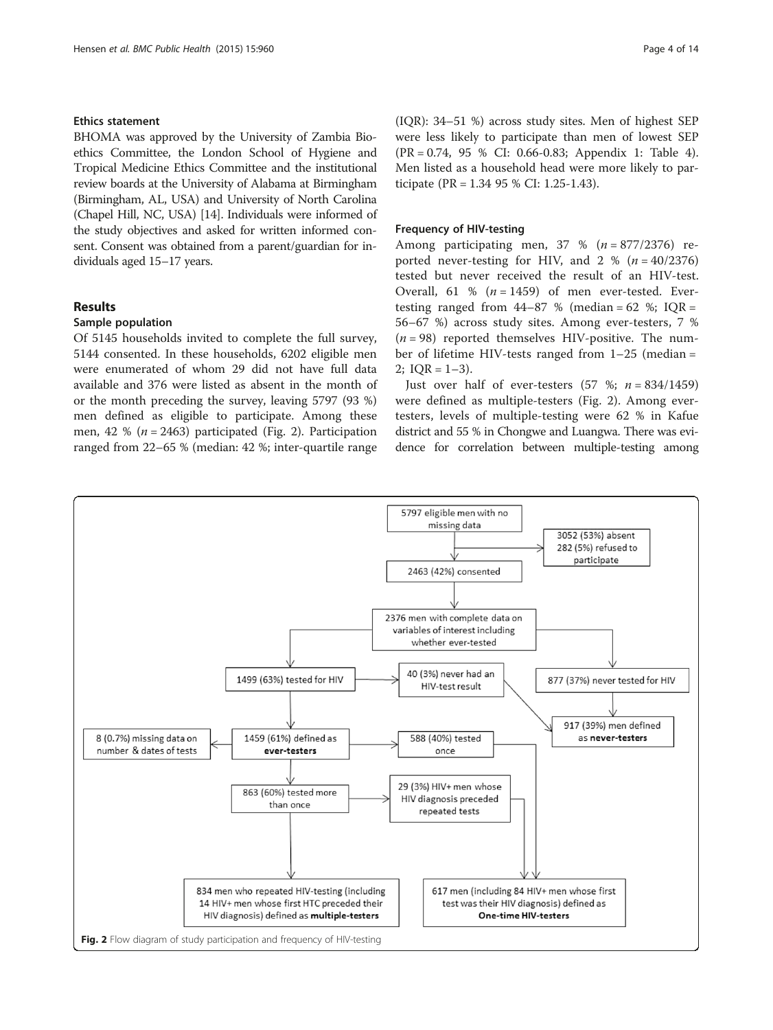### Ethics statement

BHOMA was approved by the University of Zambia Bioethics Committee, the London School of Hygiene and Tropical Medicine Ethics Committee and the institutional review boards at the University of Alabama at Birmingham (Birmingham, AL, USA) and University of North Carolina (Chapel Hill, NC, USA) [14]. Individuals were informed of the study objectives and asked for written informed consent. Consent was obtained from a parent/guardian for individuals aged 15–17 years.

## Results

### Sample population

Of 5145 households invited to complete the full survey, 5144 consented. In these households, 6202 eligible men were enumerated of whom 29 did not have full data available and 376 were listed as absent in the month of or the month preceding the survey, leaving 5797 (93 %) men defined as eligible to participate. Among these men, 42 % (*n* = 2463) participated (Fig. 2). Participation ranged from 22–65 % (median: 42 %; inter-quartile range (IQR): 34–51 %) across study sites. Men of highest SEP were less likely to participate than men of lowest SEP (PR = 0.74, 95 % CI: 0.66-0.83; Appendix 1: Table 4). Men listed as a household head were more likely to participate (PR = 1.34 95 % CI: 1.25-1.43).

### Frequency of HIV-testing

Among participating men, 37 % (*n* = 877/2376) reported never-testing for HIV, and 2 % (*n* = 40/2376) tested but never received the result of an HIV-test. Overall, 61 % (*n* = 1459) of men ever-tested. Ever-testing ranged from 44–87 % (median = 62 %; IQR = 56–67 %) across study sites. Among ever-testers, 7 % (*n* = 98) reported themselves HIV-positive. The number of lifetime HIV-tests ranged from 1–25 (median = 2; IQR = 1–3).

Just over half of ever-testers (57 %; *n* = 834/1459) were defined as multiple-testers (Fig. 2). Among ever-testers, levels of multiple-testing were 62 % in Kafue district and 55 % in Chongwe and Luangwa. There was evidence for correlation between multiple-testing among

5797 eligible men with no missing data
→ 3052 (53%) absent; 282 (5%) refused to participate
→ 2463 (42%) consented
→ 2376 men with complete data on variables of interest including whether ever-tested
→ 1499 (63%) tested for HIV; 877 (37%) never tested for HIV
1499 (63%) tested for HIV → 40 (3%) never had an HIV-test result
40 (3%) never had an HIV-test result + 877 (37%) never tested for HIV → 917 (39%) men defined as **never-testers**
1499 (63%) tested for HIV → 1459 (61%) defined as **ever-testers**
1459 (61%) ever-testers → 8 (0.7%) missing data on number & dates of tests; 588 (40%) tested once; 863 (60%) tested more than once
863 (60%) tested more than once → 29 (3%) HIV+ men whose HIV diagnosis preceded repeated tests
863 → 834 men who repeated HIV-testing (including 14 HIV+ men whose first HTC preceded their HIV diagnosis) defined as **multiple-testers**
588 + 29 → 617 men (including 84 HIV+ men whose first test was their HIV diagnosis) defined as **One-time HIV-testers**

Fig. 2 Flow diagram of study participation and frequency of HIV-testing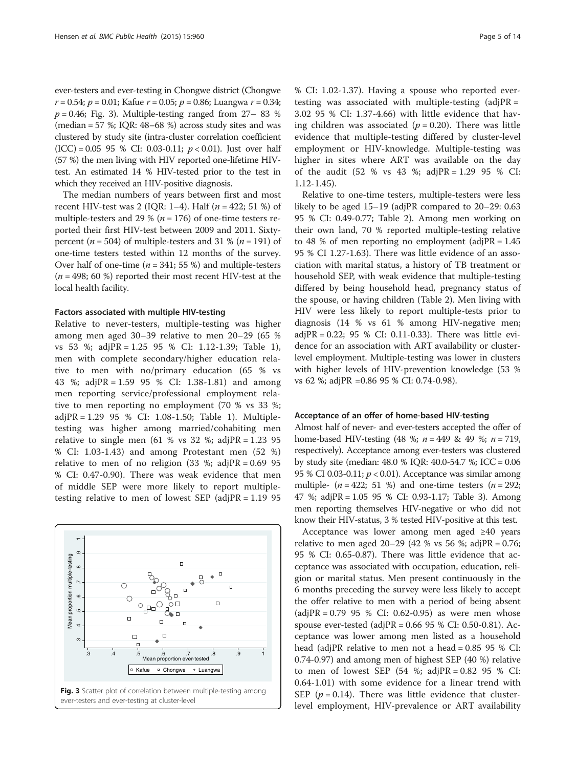ever-testers and ever-testing in Chongwe district (Chongwe $r = 0.54$; $p = 0.01$; Kafue $r = 0.05$; $p = 0.86$; Luangwa $r = 0.34$; $p = 0.46$; Fig. 3). Multiple-testing ranged from 27– 83 % (median = 57 %; IQR: 48–68 %) across study sites and was clustered by study site (intra-cluster correlation coefficient (ICC) = 0.05 95 % CI: 0.03-0.11; $p < 0.01$). Just over half (57 %) the men living with HIV reported one-lifetime HIV-test. An estimated 14 % HIV-tested prior to the test in which they received an HIV-positive diagnosis.

The median numbers of years between first and most recent HIV-test was 2 (IQR: 1–4). Half ($n = 422$; 51 %) of multiple-testers and 29 % ($n = 176$) of one-time testers reported their first HIV-test between 2009 and 2011. Sixty-percent ($n = 504$) of multiple-testers and 31 % ($n = 191$) of one-time testers tested within 12 months of the survey. Over half of one-time ($n = 341$; 55 %) and multiple-testers ($n = 498$; 60 %) reported their most recent HIV-test at the local health facility.

#### Factors associated with multiple HIV-testing

Relative to never-testers, multiple-testing was higher among men aged 30–39 relative to men 20–29 (65 % vs 53 %; adjPR = 1.25 95 % CI: 1.12-1.39; Table 1), men with complete secondary/higher education relative to men with no/primary education (65 % vs 43 %; adjPR = 1.59 95 % CI: 1.38-1.81) and among men reporting service/professional employment relative to men reporting no employment (70 % vs 33 %; adjPR = 1.29 95 % CI: 1.08-1.50; Table 1). Multiple-testing was higher among married/cohabiting men relative to single men (61 % vs 32 %; adjPR = 1.23 95 % CI: 1.03-1.43) and among Protestant men (52 %) relative to men of no religion (33 %; adjPR = 0.69 95 % CI: 0.47-0.90). There was weak evidence that men of middle SEP were more likely to report multiple-testing relative to men of lowest SEP (adjPR = 1.19 95 % CI: 1.02-1.37). Having a spouse who reported ever-testing was associated with multiple-testing (adjPR = 3.02 95 % CI: 1.37-4.66) with little evidence that having children was associated ($p = 0.20$). There was little evidence that multiple-testing differed by cluster-level employment or HIV-knowledge. Multiple-testing was higher in sites where ART was available on the day of the audit (52 % vs 43 %; adjPR = 1.29 95 % CI: 1.12-1.45).

Fig. 3 Scatter plot of correlation between multiple-testing among ever-testers and ever-testing at cluster-level

Relative to one-time testers, multiple-testers were less likely to be aged 15–19 (adjPR compared to 20–29: 0.63 95 % CI: 0.49-0.77; Table 2). Among men working on their own land, 70 % reported multiple-testing relative to 48 % of men reporting no employment (adjPR = 1.45 95 % CI 1.27-1.63). There was little evidence of an association with marital status, a history of TB treatment or household SEP, with weak evidence that multiple-testing differed by being household head, pregnancy status of the spouse, or having children (Table 2). Men living with HIV were less likely to report multiple-tests prior to diagnosis (14 % vs 61 % among HIV-negative men; adjPR = 0.22; 95 % CI: 0.11-0.33). There was little evidence for an association with ART availability or cluster-level employment. Multiple-testing was lower in clusters with higher levels of HIV-prevention knowledge (53 % vs 62 %; adjPR =0.86 95 % CI: 0.74-0.98).

#### Acceptance of an offer of home-based HIV-testing

Almost half of never- and ever-testers accepted the offer of home-based HIV-testing (48 %; $n = 449$ & 49 %; $n = 719$, respectively). Acceptance among ever-testers was clustered by study site (median: 48.0 % IQR: 40.0-54.7 %; ICC = 0.06 95 % CI 0.03-0.11; $p < 0.01$). Acceptance was similar among multiple- ($n = 422$; 51 %) and one-time testers ($n = 292$; 47 %; adjPR = 1.05 95 % CI: 0.93-1.17; Table 3). Among men reporting themselves HIV-negative or who did not know their HIV-status, 3 % tested HIV-positive at this test.

Acceptance was lower among men aged ≥40 years relative to men aged 20–29 (42 % vs 56 %; adjPR = 0.76; 95 % CI: 0.65-0.87). There was little evidence that acceptance was associated with occupation, education, religion or marital status. Men present continuously in the 6 months preceding the survey were less likely to accept the offer relative to men with a period of being absent (adjPR = 0.79 95 % CI: 0.62-0.95) as were men whose spouse ever-tested (adjPR = 0.66 95 % CI: 0.50-0.81). Acceptance was lower among men listed as a household head (adjPR relative to men not a head = 0.85 95 % CI: 0.74-0.97) and among men of highest SEP (40 %) relative to men of lowest SEP (54 %; adjPR = 0.82 95 % CI: 0.64-1.01) with some evidence for a linear trend with SEP ($p = 0.14$). There was little evidence that cluster-level employment, HIV-prevalence or ART availability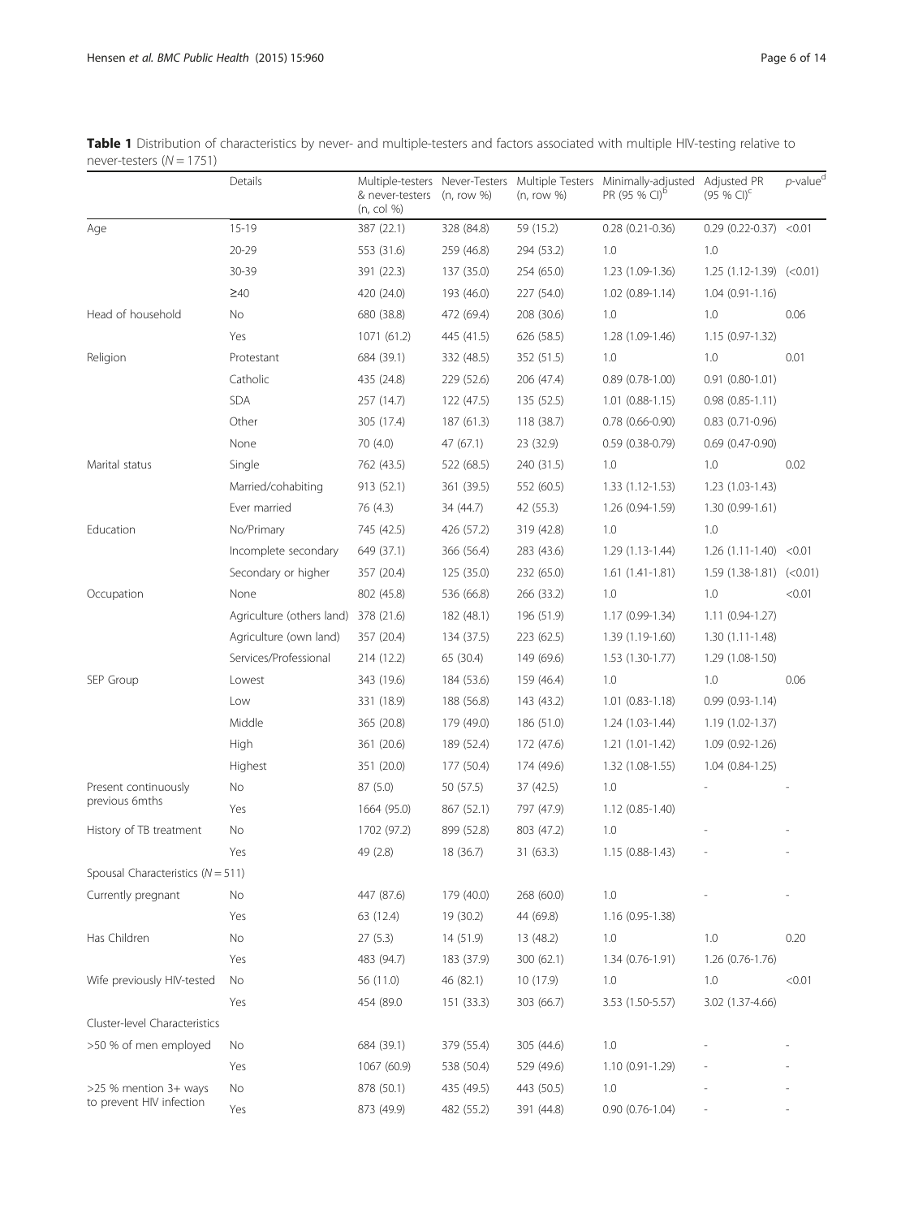**Table 1** Distribution of characteristics by never- and multiple-testers and factors associated with multiple HIV-testing relative to never-testers ($N = 1751$)

| | Details | Multiple-testers & never-testers (n, col %) | Never-Testers (n, row %) | Multiple Testers (n, row %) | Minimally-adjusted PR (95 % CI)[b] | Adjusted PR (95 % CI)[c] | p-value[d] |
|---|---|---|---|---|---|---|---|
| Age | 15-19 | 387 (22.1) | 328 (84.8) | 59 (15.2) | 0.28 (0.21-0.36) | 0.29 (0.22-0.37) | <0.01 |
| | 20-29 | 553 (31.6) | 259 (46.8) | 294 (53.2) | 1.0 | 1.0 | |
| | 30-39 | 391 (22.3) | 137 (35.0) | 254 (65.0) | 1.23 (1.09-1.36) | 1.25 (1.12-1.39) | (<0.01) |
| | ≥40 | 420 (24.0) | 193 (46.0) | 227 (54.0) | 1.02 (0.89-1.14) | 1.04 (0.91-1.16) | |
| Head of household | No | 680 (38.8) | 472 (69.4) | 208 (30.6) | 1.0 | 1.0 | 0.06 |
| | Yes | 1071 (61.2) | 445 (41.5) | 626 (58.5) | 1.28 (1.09-1.46) | 1.15 (0.97-1.32) | |
| Religion | Protestant | 684 (39.1) | 332 (48.5) | 352 (51.5) | 1.0 | 1.0 | 0.01 |
| | Catholic | 435 (24.8) | 229 (52.6) | 206 (47.4) | 0.89 (0.78-1.00) | 0.91 (0.80-1.01) | |
| | SDA | 257 (14.7) | 122 (47.5) | 135 (52.5) | 1.01 (0.88-1.15) | 0.98 (0.85-1.11) | |
| | Other | 305 (17.4) | 187 (61.3) | 118 (38.7) | 0.78 (0.66-0.90) | 0.83 (0.71-0.96) | |
| | None | 70 (4.0) | 47 (67.1) | 23 (32.9) | 0.59 (0.38-0.79) | 0.69 (0.47-0.90) | |
| Marital status | Single | 762 (43.5) | 522 (68.5) | 240 (31.5) | 1.0 | 1.0 | 0.02 |
| | Married/cohabiting | 913 (52.1) | 361 (39.5) | 552 (60.5) | 1.33 (1.12-1.53) | 1.23 (1.03-1.43) | |
| | Ever married | 76 (4.3) | 34 (44.7) | 42 (55.3) | 1.26 (0.94-1.59) | 1.30 (0.99-1.61) | |
| Education | No/Primary | 745 (42.5) | 426 (57.2) | 319 (42.8) | 1.0 | 1.0 | |
| | Incomplete secondary | 649 (37.1) | 366 (56.4) | 283 (43.6) | 1.29 (1.13-1.44) | 1.26 (1.11-1.40) | <0.01 |
| | Secondary or higher | 357 (20.4) | 125 (35.0) | 232 (65.0) | 1.61 (1.41-1.81) | 1.59 (1.38-1.81) | (<0.01) |
| Occupation | None | 802 (45.8) | 536 (66.8) | 266 (33.2) | 1.0 | 1.0 | <0.01 |
| | Agriculture (others land) | 378 (21.6) | 182 (48.1) | 196 (51.9) | 1.17 (0.99-1.34) | 1.11 (0.94-1.27) | |
| | Agriculture (own land) | 357 (20.4) | 134 (37.5) | 223 (62.5) | 1.39 (1.19-1.60) | 1.30 (1.11-1.48) | |
| | Services/Professional | 214 (12.2) | 65 (30.4) | 149 (69.6) | 1.53 (1.30-1.77) | 1.29 (1.08-1.50) | |
| SEP Group | Lowest | 343 (19.6) | 184 (53.6) | 159 (46.4) | 1.0 | 1.0 | 0.06 |
| | Low | 331 (18.9) | 188 (56.8) | 143 (43.2) | 1.01 (0.83-1.18) | 0.99 (0.93-1.14) | |
| | Middle | 365 (20.8) | 179 (49.0) | 186 (51.0) | 1.24 (1.03-1.44) | 1.19 (1.02-1.37) | |
| | High | 361 (20.6) | 189 (52.4) | 172 (47.6) | 1.21 (1.01-1.42) | 1.09 (0.92-1.26) | |
| | Highest | 351 (20.0) | 177 (50.4) | 174 (49.6) | 1.32 (1.08-1.55) | 1.04 (0.84-1.25) | |
| Present continuously previous 6mths | No | 87 (5.0) | 50 (57.5) | 37 (42.5) | 1.0 | - | - |
| | Yes | 1664 (95.0) | 867 (52.1) | 797 (47.9) | 1.12 (0.85-1.40) | | |
| History of TB treatment | No | 1702 (97.2) | 899 (52.8) | 803 (47.2) | 1.0 | - | - |
| | Yes | 49 (2.8) | 18 (36.7) | 31 (63.3) | 1.15 (0.88-1.43) | - | - |
| Spousal Characteristics ($N = 511$) | | | | | | | |
| Currently pregnant | No | 447 (87.6) | 179 (40.0) | 268 (60.0) | 1.0 | - | - |
| | Yes | 63 (12.4) | 19 (30.2) | 44 (69.8) | 1.16 (0.95-1.38) | | |
| Has Children | No | 27 (5.3) | 14 (51.9) | 13 (48.2) | 1.0 | 1.0 | 0.20 |
| | Yes | 483 (94.7) | 183 (37.9) | 300 (62.1) | 1.34 (0.76-1.91) | 1.26 (0.76-1.76) | |
| Wife previously HIV-tested | No | 56 (11.0) | 46 (82.1) | 10 (17.9) | 1.0 | 1.0 | <0.01 |
| | Yes | 454 (89.0 | 151 (33.3) | 303 (66.7) | 3.53 (1.50-5.57) | 3.02 (1.37-4.66) | |
| Cluster-level Characteristics | | | | | | | |
| >50 % of men employed | No | 684 (39.1) | 379 (55.4) | 305 (44.6) | 1.0 | - | - |
| | Yes | 1067 (60.9) | 538 (50.4) | 529 (49.6) | 1.10 (0.91-1.29) | - | - |
| >25 % mention 3+ ways to prevent HIV infection | No | 878 (50.1) | 435 (49.5) | 443 (50.5) | 1.0 | - | - |
| | Yes | 873 (49.9) | 482 (55.2) | 391 (44.8) | 0.90 (0.76-1.04) | - | - |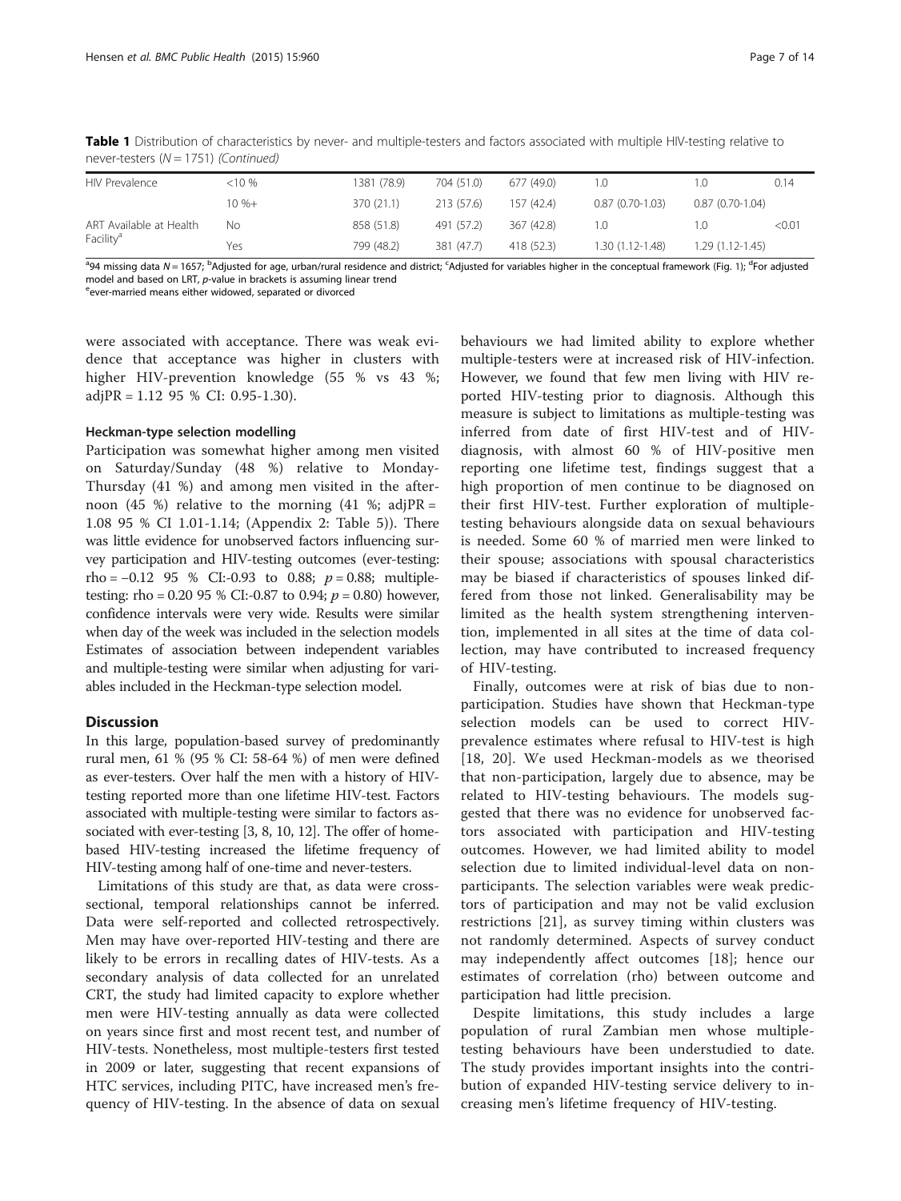**Table 1** Distribution of characteristics by never- and multiple-testers and factors associated with multiple HIV-testing relative to never-testers ($N = 1751$) *(Continued)*

| | | | | | | | |
|---|---|---|---|---|---|---|---|
| HIV Prevalence | <10 % | 1381 (78.9) | 704 (51.0) | 677 (49.0) | 1.0 | 1.0 | 0.14 |
| | 10 %+ | 370 (21.1) | 213 (57.6) | 157 (42.4) | 0.87 (0.70-1.03) | 0.87 (0.70-1.04) | |
| ART Available at Health Facility[a] | No | 858 (51.8) | 491 (57.2) | 367 (42.8) | 1.0 | 1.0 | <0.01 |
| | Yes | 799 (48.2) | 381 (47.7) | 418 (52.3) | 1.30 (1.12-1.48) | 1.29 (1.12-1.45) | |

[a]94 missing data $N = 1657$; [b]Adjusted for age, urban/rural residence and district; [c]Adjusted for variables higher in the conceptual framework (Fig. 1); [d]For adjusted model and based on LRT, *p*-value in brackets is assuming linear trend

[e]ever-married means either widowed, separated or divorced

were associated with acceptance. There was weak evidence that acceptance was higher in clusters with higher HIV-prevention knowledge (55 % vs 43 %; adjPR = 1.12 95 % CI: 0.95-1.30).

### Heckman-type selection modelling

Participation was somewhat higher among men visited on Saturday/Sunday (48 %) relative to Monday-Thursday (41 %) and among men visited in the afternoon (45 %) relative to the morning (41 %; adjPR = 1.08 95 % CI 1.01-1.14; (Appendix 2: Table 5)). There was little evidence for unobserved factors influencing survey participation and HIV-testing outcomes (ever-testing: rho = −0.12 95 % CI:-0.93 to 0.88; $p = 0.88$; multiple-testing: rho = 0.20 95 % CI:-0.87 to 0.94; $p = 0.80$) however, confidence intervals were very wide. Results were similar when day of the week was included in the selection models Estimates of association between independent variables and multiple-testing were similar when adjusting for variables included in the Heckman-type selection model.

## Discussion

In this large, population-based survey of predominantly rural men, 61 % (95 % CI: 58-64 %) of men were defined as ever-testers. Over half the men with a history of HIV-testing reported more than one lifetime HIV-test. Factors associated with multiple-testing were similar to factors associated with ever-testing [3, 8, 10, 12]. The offer of home-based HIV-testing increased the lifetime frequency of HIV-testing among half of one-time and never-testers.

Limitations of this study are that, as data were cross-sectional, temporal relationships cannot be inferred. Data were self-reported and collected retrospectively. Men may have over-reported HIV-testing and there are likely to be errors in recalling dates of HIV-tests. As a secondary analysis of data collected for an unrelated CRT, the study had limited capacity to explore whether men were HIV-testing annually as data were collected on years since first and most recent test, and number of HIV-tests. Nonetheless, most multiple-testers first tested in 2009 or later, suggesting that recent expansions of HTC services, including PITC, have increased men's frequency of HIV-testing. In the absence of data on sexual behaviours we had limited ability to explore whether multiple-testers were at increased risk of HIV-infection. However, we found that few men living with HIV reported HIV-testing prior to diagnosis. Although this measure is subject to limitations as multiple-testing was inferred from date of first HIV-test and of HIV-diagnosis, with almost 60 % of HIV-positive men reporting one lifetime test, findings suggest that a high proportion of men continue to be diagnosed on their first HIV-test. Further exploration of multiple-testing behaviours alongside data on sexual behaviours is needed. Some 60 % of married men were linked to their spouse; associations with spousal characteristics may be biased if characteristics of spouses linked differed from those not linked. Generalisability may be limited as the health system strengthening intervention, implemented in all sites at the time of data collection, may have contributed to increased frequency of HIV-testing.

Finally, outcomes were at risk of bias due to non-participation. Studies have shown that Heckman-type selection models can be used to correct HIV-prevalence estimates where refusal to HIV-test is high [18, 20]. We used Heckman-models as we theorised that non-participation, largely due to absence, may be related to HIV-testing behaviours. The models suggested that there was no evidence for unobserved factors associated with participation and HIV-testing outcomes. However, we had limited ability to model selection due to limited individual-level data on non-participants. The selection variables were weak predictors of participation and may not be valid exclusion restrictions [21], as survey timing within clusters was not randomly determined. Aspects of survey conduct may independently affect outcomes [18]; hence our estimates of correlation (rho) between outcome and participation had little precision.

Despite limitations, this study includes a large population of rural Zambian men whose multiple-testing behaviours have been understudied to date. The study provides important insights into the contribution of expanded HIV-testing service delivery to increasing men's lifetime frequency of HIV-testing.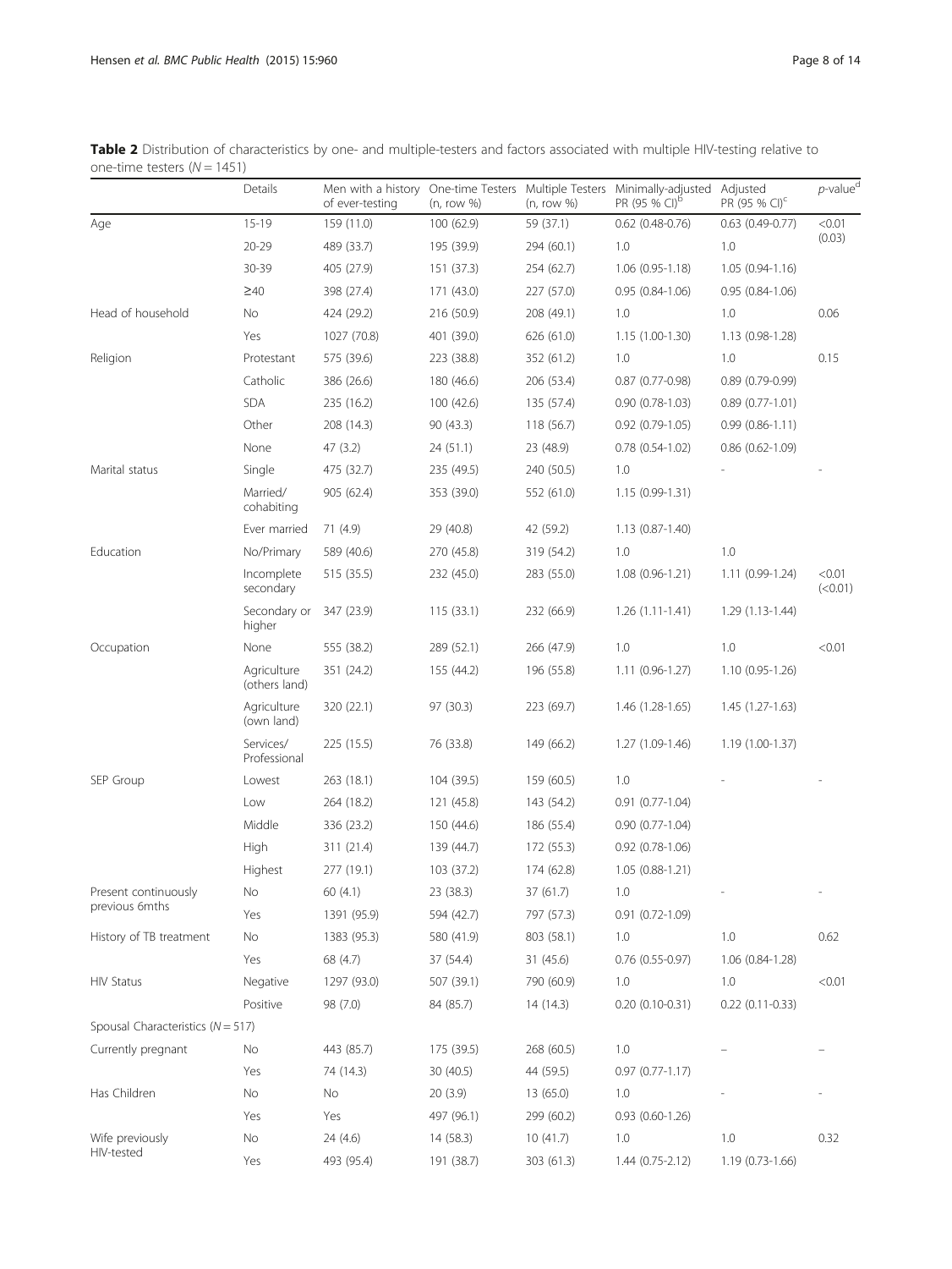**Table 2** Distribution of characteristics by one- and multiple-testers and factors associated with multiple HIV-testing relative to one-time testers (*N* = 1451)

| | Details | Men with a history of ever-testing | One-time Testers (n, row %) | Multiple Testers (n, row %) | Minimally-adjusted PR (95 % CI)[b] | Adjusted PR (95 % CI)[c] | *p*-value[d] |
|---|---|---|---|---|---|---|---|
| Age | 15-19 | 159 (11.0) | 100 (62.9) | 59 (37.1) | 0.62 (0.48-0.76) | 0.63 (0.49-0.77) | <0.01 (0.03) |
| | 20-29 | 489 (33.7) | 195 (39.9) | 294 (60.1) | 1.0 | 1.0 | |
| | 30-39 | 405 (27.9) | 151 (37.3) | 254 (62.7) | 1.06 (0.95-1.18) | 1.05 (0.94-1.16) | |
| | ≥40 | 398 (27.4) | 171 (43.0) | 227 (57.0) | 0.95 (0.84-1.06) | 0.95 (0.84-1.06) | |
| Head of household | No | 424 (29.2) | 216 (50.9) | 208 (49.1) | 1.0 | 1.0 | 0.06 |
| | Yes | 1027 (70.8) | 401 (39.0) | 626 (61.0) | 1.15 (1.00-1.30) | 1.13 (0.98-1.28) | |
| Religion | Protestant | 575 (39.6) | 223 (38.8) | 352 (61.2) | 1.0 | 1.0 | 0.15 |
| | Catholic | 386 (26.6) | 180 (46.6) | 206 (53.4) | 0.87 (0.77-0.98) | 0.89 (0.79-0.99) | |
| | SDA | 235 (16.2) | 100 (42.6) | 135 (57.4) | 0.90 (0.78-1.03) | 0.89 (0.77-1.01) | |
| | Other | 208 (14.3) | 90 (43.3) | 118 (56.7) | 0.92 (0.79-1.05) | 0.99 (0.86-1.11) | |
| | None | 47 (3.2) | 24 (51.1) | 23 (48.9) | 0.78 (0.54-1.02) | 0.86 (0.62-1.09) | |
| Marital status | Single | 475 (32.7) | 235 (49.5) | 240 (50.5) | 1.0 | - | - |
| | Married/ cohabiting | 905 (62.4) | 353 (39.0) | 552 (61.0) | 1.15 (0.99-1.31) | | |
| | Ever married | 71 (4.9) | 29 (40.8) | 42 (59.2) | 1.13 (0.87-1.40) | | |
| Education | No/Primary | 589 (40.6) | 270 (45.8) | 319 (54.2) | 1.0 | 1.0 | |
| | Incomplete secondary | 515 (35.5) | 232 (45.0) | 283 (55.0) | 1.08 (0.96-1.21) | 1.11 (0.99-1.24) | <0.01 (<0.01) |
| | Secondary or higher | 347 (23.9) | 115 (33.1) | 232 (66.9) | 1.26 (1.11-1.41) | 1.29 (1.13-1.44) | |
| Occupation | None | 555 (38.2) | 289 (52.1) | 266 (47.9) | 1.0 | 1.0 | <0.01 |
| | Agriculture (others land) | 351 (24.2) | 155 (44.2) | 196 (55.8) | 1.11 (0.96-1.27) | 1.10 (0.95-1.26) | |
| | Agriculture (own land) | 320 (22.1) | 97 (30.3) | 223 (69.7) | 1.46 (1.28-1.65) | 1.45 (1.27-1.63) | |
| | Services/ Professional | 225 (15.5) | 76 (33.8) | 149 (66.2) | 1.27 (1.09-1.46) | 1.19 (1.00-1.37) | |
| SEP Group | Lowest | 263 (18.1) | 104 (39.5) | 159 (60.5) | 1.0 | - | - |
| | Low | 264 (18.2) | 121 (45.8) | 143 (54.2) | 0.91 (0.77-1.04) | | |
| | Middle | 336 (23.2) | 150 (44.6) | 186 (55.4) | 0.90 (0.77-1.04) | | |
| | High | 311 (21.4) | 139 (44.7) | 172 (55.3) | 0.92 (0.78-1.06) | | |
| | Highest | 277 (19.1) | 103 (37.2) | 174 (62.8) | 1.05 (0.88-1.21) | | |
| Present continuously previous 6mths | No | 60 (4.1) | 23 (38.3) | 37 (61.7) | 1.0 | - | - |
| | Yes | 1391 (95.9) | 594 (42.7) | 797 (57.3) | 0.91 (0.72-1.09) | | |
| History of TB treatment | No | 1383 (95.3) | 580 (41.9) | 803 (58.1) | 1.0 | 1.0 | 0.62 |
| | Yes | 68 (4.7) | 37 (54.4) | 31 (45.6) | 0.76 (0.55-0.97) | 1.06 (0.84-1.28) | |
| HIV Status | Negative | 1297 (93.0) | 507 (39.1) | 790 (60.9) | 1.0 | 1.0 | <0.01 |
| | Positive | 98 (7.0) | 84 (85.7) | 14 (14.3) | 0.20 (0.10-0.31) | 0.22 (0.11-0.33) | |
| Spousal Characteristics (*N* = 517) | | | | | | | |
| Currently pregnant | No | 443 (85.7) | 175 (39.5) | 268 (60.5) | 1.0 | – | – |
| | Yes | 74 (14.3) | 30 (40.5) | 44 (59.5) | 0.97 (0.77-1.17) | | |
| Has Children | No | No | 20 (3.9) | 13 (65.0) | 1.0 | - | - |
| | Yes | Yes | 497 (96.1) | 299 (60.2) | 0.93 (0.60-1.26) | | |
| Wife previously HIV-tested | No | 24 (4.6) | 14 (58.3) | 10 (41.7) | 1.0 | 1.0 | 0.32 |
| | Yes | 493 (95.4) | 191 (38.7) | 303 (61.3) | 1.44 (0.75-2.12) | 1.19 (0.73-1.66) | |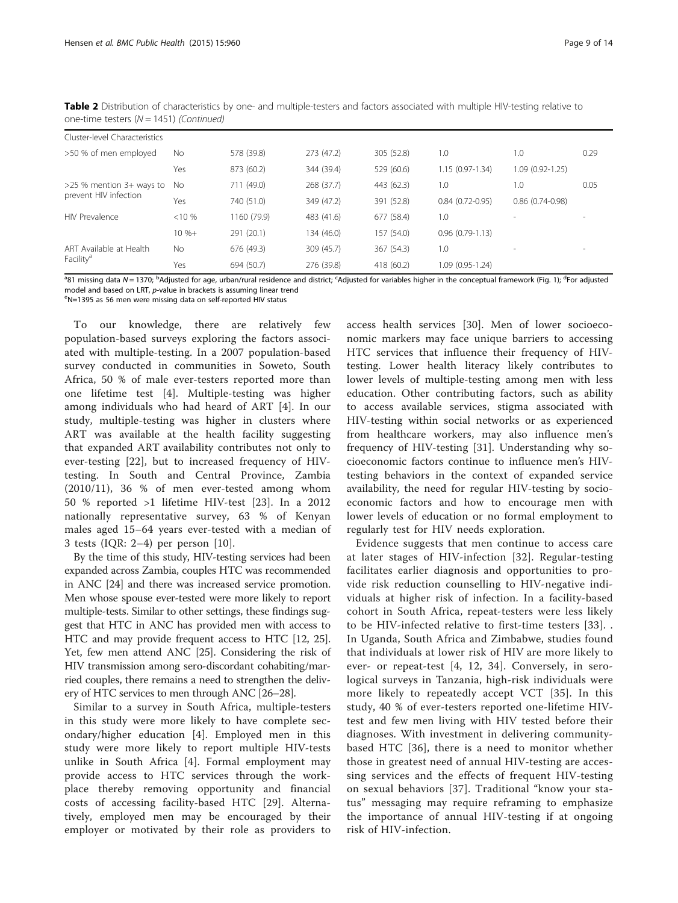**Table 2** Distribution of characteristics by one- and multiple-testers and factors associated with multiple HIV-testing relative to one-time testers (N = 1451) *(Continued)*

| Cluster-level Characteristics | | | | | | | |
|---|---|---|---|---|---|---|---|
| >50 % of men employed | No | 578 (39.8) | 273 (47.2) | 305 (52.8) | 1.0 | 1.0 | 0.29 |
| | Yes | 873 (60.2) | 344 (39.4) | 529 (60.6) | 1.15 (0.97-1.34) | 1.09 (0.92-1.25) | |
| >25 % mention 3+ ways to prevent HIV infection | No | 711 (49.0) | 268 (37.7) | 443 (62.3) | 1.0 | 1.0 | 0.05 |
| | Yes | 740 (51.0) | 349 (47.2) | 391 (52.8) | 0.84 (0.72-0.95) | 0.86 (0.74-0.98) | |
| HIV Prevalence | <10 % | 1160 (79.9) | 483 (41.6) | 677 (58.4) | 1.0 | - | - |
| | 10 %+ | 291 (20.1) | 134 (46.0) | 157 (54.0) | 0.96 (0.79-1.13) | | |
| ART Available at Health Facility[a] | No | 676 (49.3) | 309 (45.7) | 367 (54.3) | 1.0 | - | - |
| | Yes | 694 (50.7) | 276 (39.8) | 418 (60.2) | 1.09 (0.95-1.24) | | |

[a]81 missing data N = 1370; [b]Adjusted for age, urban/rural residence and district; [c]Adjusted for variables higher in the conceptual framework (Fig. 1); [d]For adjusted model and based on LRT, p-value in brackets is assuming linear trend
[e]N=1395 as 56 men were missing data on self-reported HIV status

To our knowledge, there are relatively few population-based surveys exploring the factors associated with multiple-testing. In a 2007 population-based survey conducted in communities in Soweto, South Africa, 50 % of male ever-testers reported more than one lifetime test [4]. Multiple-testing was higher among individuals who had heard of ART [4]. In our study, multiple-testing was higher in clusters where ART was available at the health facility suggesting that expanded ART availability contributes not only to ever-testing [22], but to increased frequency of HIV-testing. In South and Central Province, Zambia (2010/11), 36 % of men ever-tested among whom 50 % reported >1 lifetime HIV-test [23]. In a 2012 nationally representative survey, 63 % of Kenyan males aged 15–64 years ever-tested with a median of 3 tests (IQR: 2–4) per person [10].

By the time of this study, HIV-testing services had been expanded across Zambia, couples HTC was recommended in ANC [24] and there was increased service promotion. Men whose spouse ever-tested were more likely to report multiple-tests. Similar to other settings, these findings suggest that HTC in ANC has provided men with access to HTC and may provide frequent access to HTC [12, 25]. Yet, few men attend ANC [25]. Considering the risk of HIV transmission among sero-discordant cohabiting/married couples, there remains a need to strengthen the delivery of HTC services to men through ANC [26–28].

Similar to a survey in South Africa, multiple-testers in this study were more likely to have complete secondary/higher education [4]. Employed men in this study were more likely to report multiple HIV-tests unlike in South Africa [4]. Formal employment may provide access to HTC services through the workplace thereby removing opportunity and financial costs of accessing facility-based HTC [29]. Alternatively, employed men may be encouraged by their employer or motivated by their role as providers to access health services [30]. Men of lower socioeconomic markers may face unique barriers to accessing HTC services that influence their frequency of HIV-testing. Lower health literacy likely contributes to lower levels of multiple-testing among men with less education. Other contributing factors, such as ability to access available services, stigma associated with HIV-testing within social networks or as experienced from healthcare workers, may also influence men's frequency of HIV-testing [31]. Understanding why socioeconomic factors continue to influence men's HIV-testing behaviors in the context of expanded service availability, the need for regular HIV-testing by socioeconomic factors and how to encourage men with lower levels of education or no formal employment to regularly test for HIV needs exploration.

Evidence suggests that men continue to access care at later stages of HIV-infection [32]. Regular-testing facilitates earlier diagnosis and opportunities to provide risk reduction counselling to HIV-negative individuals at higher risk of infection. In a facility-based cohort in South Africa, repeat-testers were less likely to be HIV-infected relative to first-time testers [33]. . In Uganda, South Africa and Zimbabwe, studies found that individuals at lower risk of HIV are more likely to ever- or repeat-test [4, 12, 34]. Conversely, in serological surveys in Tanzania, high-risk individuals were more likely to repeatedly accept VCT [35]. In this study, 40 % of ever-testers reported one-lifetime HIV-test and few men living with HIV tested before their diagnoses. With investment in delivering community-based HTC [36], there is a need to monitor whether those in greatest need of annual HIV-testing are accessing services and the effects of frequent HIV-testing on sexual behaviors [37]. Traditional "know your status" messaging may require reframing to emphasize the importance of annual HIV-testing if at ongoing risk of HIV-infection.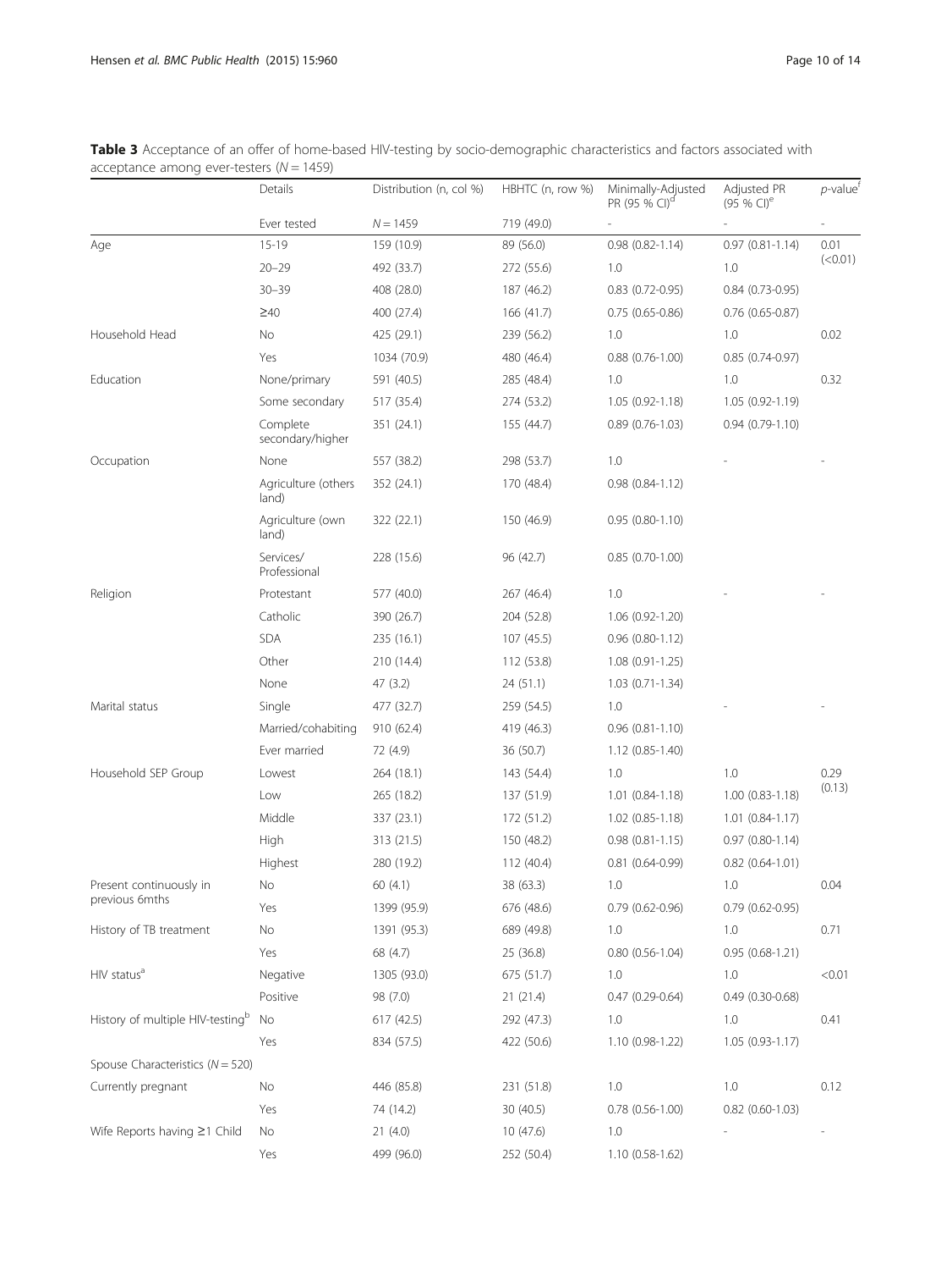**Table 3** Acceptance of an offer of home-based HIV-testing by socio-demographic characteristics and factors associated with acceptance among ever-testers ($N = 1459$)

| | Details | Distribution (n, col %) | HBHTC (n, row %) | Minimally-Adjusted PR (95 % CI)[d] | Adjusted PR (95 % CI)[e] | p-value[f] |
|---|---|---|---|---|---|---|
| | Ever tested | N = 1459 | 719 (49.0) | - | - | - |
| Age | 15-19 | 159 (10.9) | 89 (56.0) | 0.98 (0.82-1.14) | 0.97 (0.81-1.14) | 0.01 (<0.01) |
| | 20–29 | 492 (33.7) | 272 (55.6) | 1.0 | 1.0 | |
| | 30–39 | 408 (28.0) | 187 (46.2) | 0.83 (0.72-0.95) | 0.84 (0.73-0.95) | |
| | ≥40 | 400 (27.4) | 166 (41.7) | 0.75 (0.65-0.86) | 0.76 (0.65-0.87) | |
| Household Head | No | 425 (29.1) | 239 (56.2) | 1.0 | 1.0 | 0.02 |
| | Yes | 1034 (70.9) | 480 (46.4) | 0.88 (0.76-1.00) | 0.85 (0.74-0.97) | |
| Education | None/primary | 591 (40.5) | 285 (48.4) | 1.0 | 1.0 | 0.32 |
| | Some secondary | 517 (35.4) | 274 (53.2) | 1.05 (0.92-1.18) | 1.05 (0.92-1.19) | |
| | Complete secondary/higher | 351 (24.1) | 155 (44.7) | 0.89 (0.76-1.03) | 0.94 (0.79-1.10) | |
| Occupation | None | 557 (38.2) | 298 (53.7) | 1.0 | - | - |
| | Agriculture (others land) | 352 (24.1) | 170 (48.4) | 0.98 (0.84-1.12) | | |
| | Agriculture (own land) | 322 (22.1) | 150 (46.9) | 0.95 (0.80-1.10) | | |
| | Services/ Professional | 228 (15.6) | 96 (42.7) | 0.85 (0.70-1.00) | | |
| Religion | Protestant | 577 (40.0) | 267 (46.4) | 1.0 | - | - |
| | Catholic | 390 (26.7) | 204 (52.8) | 1.06 (0.92-1.20) | | |
| | SDA | 235 (16.1) | 107 (45.5) | 0.96 (0.80-1.12) | | |
| | Other | 210 (14.4) | 112 (53.8) | 1.08 (0.91-1.25) | | |
| | None | 47 (3.2) | 24 (51.1) | 1.03 (0.71-1.34) | | |
| Marital status | Single | 477 (32.7) | 259 (54.5) | 1.0 | - | - |
| | Married/cohabiting | 910 (62.4) | 419 (46.3) | 0.96 (0.81-1.10) | | |
| | Ever married | 72 (4.9) | 36 (50.7) | 1.12 (0.85-1.40) | | |
| Household SEP Group | Lowest | 264 (18.1) | 143 (54.4) | 1.0 | 1.0 | 0.29 (0.13) |
| | Low | 265 (18.2) | 137 (51.9) | 1.01 (0.84-1.18) | 1.00 (0.83-1.18) | |
| | Middle | 337 (23.1) | 172 (51.2) | 1.02 (0.85-1.18) | 1.01 (0.84-1.17) | |
| | High | 313 (21.5) | 150 (48.2) | 0.98 (0.81-1.15) | 0.97 (0.80-1.14) | |
| | Highest | 280 (19.2) | 112 (40.4) | 0.81 (0.64-0.99) | 0.82 (0.64-1.01) | |
| Present continuously in previous 6mths | No | 60 (4.1) | 38 (63.3) | 1.0 | 1.0 | 0.04 |
| | Yes | 1399 (95.9) | 676 (48.6) | 0.79 (0.62-0.96) | 0.79 (0.62-0.95) | |
| History of TB treatment | No | 1391 (95.3) | 689 (49.8) | 1.0 | 1.0 | 0.71 |
| | Yes | 68 (4.7) | 25 (36.8) | 0.80 (0.56-1.04) | 0.95 (0.68-1.21) | |
| HIV status[a] | Negative | 1305 (93.0) | 675 (51.7) | 1.0 | 1.0 | <0.01 |
| | Positive | 98 (7.0) | 21 (21.4) | 0.47 (0.29-0.64) | 0.49 (0.30-0.68) | |
| History of multiple HIV-testing[b] | No | 617 (42.5) | 292 (47.3) | 1.0 | 1.0 | 0.41 |
| | Yes | 834 (57.5) | 422 (50.6) | 1.10 (0.98-1.22) | 1.05 (0.93-1.17) | |
| Spouse Characteristics (N = 520) | | | | | | |
| Currently pregnant | No | 446 (85.8) | 231 (51.8) | 1.0 | 1.0 | 0.12 |
| | Yes | 74 (14.2) | 30 (40.5) | 0.78 (0.56-1.00) | 0.82 (0.60-1.03) | |
| Wife Reports having ≥1 Child | No | 21 (4.0) | 10 (47.6) | 1.0 | - | - |
| | Yes | 499 (96.0) | 252 (50.4) | 1.10 (0.58-1.62) | | |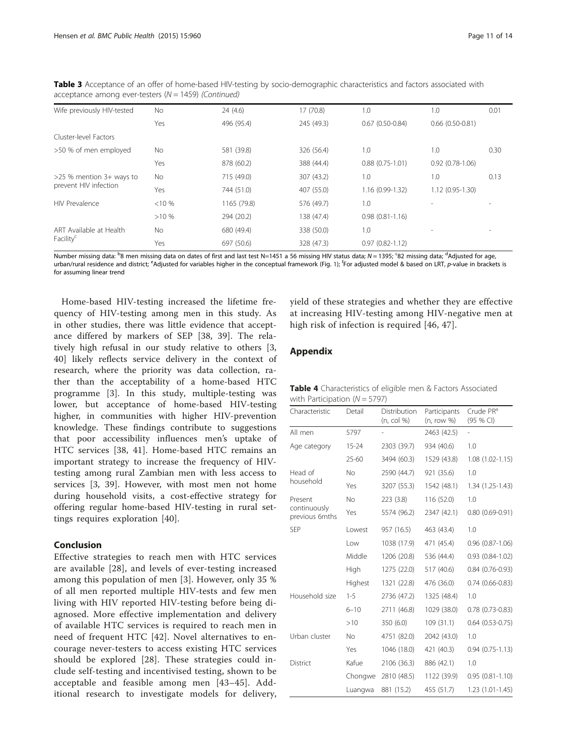**Table 3** Acceptance of an offer of home-based HIV-testing by socio-demographic characteristics and factors associated with acceptance among ever-testers (*N* = 1459) *(Continued)*

| | | | | | | |
|---|---|---|---|---|---|---|
| Wife previously HIV-tested | No | 24 (4.6) | 17 (70.8) | 1.0 | 1.0 | 0.01 |
| | Yes | 496 (95.4) | 245 (49.3) | 0.67 (0.50-0.84) | 0.66 (0.50-0.81) | |
| Cluster-level Factors | | | | | | |
| >50 % of men employed | No | 581 (39.8) | 326 (56.4) | 1.0 | 1.0 | 0.30 |
| | Yes | 878 (60.2) | 388 (44.4) | 0.88 (0.75-1.01) | 0.92 (0.78-1.06) | |
| >25 % mention 3+ ways to prevent HIV infection | No | 715 (49.0) | 307 (43.2) | 1.0 | 1.0 | 0.13 |
| | Yes | 744 (51.0) | 407 (55.0) | 1.16 (0.99-1.32) | 1.12 (0.95-1.30) | |
| HIV Prevalence | <10 % | 1165 (79.8) | 576 (49.7) | 1.0 | - | - |
| | >10 % | 294 (20.2) | 138 (47.4) | 0.98 (0.81-1.16) | | |
| ART Available at Health Facility[c] | No | 680 (49.4) | 338 (50.0) | 1.0 | - | - |
| | Yes | 697 (50.6) | 328 (47.3) | 0.97 (0.82-1.12) | | |

Number missing data: [b]8 men missing data on dates of first and last test N=1451 a 56 missing HIV status data; *N* = 1395; [c]82 missing data; [d]Adjusted for age, urban/rural residence and district; [e]Adjusted for variables higher in the conceptual framework (Fig. 1); [f]For adjusted model & based on LRT, *p*-value in brackets is for assuming linear trend

Home-based HIV-testing increased the lifetime frequency of HIV-testing among men in this study. As in other studies, there was little evidence that acceptance differed by markers of SEP [38, 39]. The relatively high refusal in our study relative to others [3, 40] likely reflects service delivery in the context of research, where the priority was data collection, rather than the acceptability of a home-based HTC programme [3]. In this study, multiple-testing was lower, but acceptance of home-based HIV-testing higher, in communities with higher HIV-prevention knowledge. These findings contribute to suggestions that poor accessibility influences men's uptake of HTC services [38, 41]. Home-based HTC remains an important strategy to increase the frequency of HIV-testing among rural Zambian men with less access to services [3, 39]. However, with most men not home during household visits, a cost-effective strategy for offering regular home-based HIV-testing in rural settings requires exploration [40].

## Conclusion

Effective strategies to reach men with HTC services are available [28], and levels of ever-testing increased among this population of men [3]. However, only 35 % of all men reported multiple HIV-tests and few men living with HIV reported HIV-testing before being diagnosed. More effective implementation and delivery of available HTC services is required to reach men in need of frequent HTC [42]. Novel alternatives to encourage never-testers to access existing HTC services should be explored [28]. These strategies could include self-testing and incentivised testing, shown to be acceptable and feasible among men [43–45]. Additional research to investigate models for delivery, yield of these strategies and whether they are effective at increasing HIV-testing among HIV-negative men at high risk of infection is required [46, 47].

## Appendix

**Table 4** Characteristics of eligible men & Factors Associated with Participation (*N* = 5797)

| Characteristic | Detail | Distribution (n, col %) | Participants (n, row %) | Crude PR[a] (95 % CI) |
|---|---|---|---|---|
| All men | 5797 | - | 2463 (42.5) | - |
| Age category | 15-24 | 2303 (39.7) | 934 (40.6) | 1.0 |
| | 25-60 | 3494 (60.3) | 1529 (43.8) | 1.08 (1.02-1.15) |
| Head of household | No | 2590 (44.7) | 921 (35.6) | 1.0 |
| | Yes | 3207 (55.3) | 1542 (48.1) | 1.34 (1.25-1.43) |
| Present continuously previous 6mths | No | 223 (3.8) | 116 (52.0) | 1.0 |
| | Yes | 5574 (96.2) | 2347 (42.1) | 0.80 (0.69-0.91) |
| SEP | Lowest | 957 (16.5) | 463 (43.4) | 1.0 |
| | Low | 1038 (17.9) | 471 (45.4) | 0.96 (0.87-1.06) |
| | Middle | 1206 (20.8) | 536 (44.4) | 0.93 (0.84-1.02) |
| | High | 1275 (22.0) | 517 (40.6) | 0.84 (0.76-0.93) |
| | Highest | 1321 (22.8) | 476 (36.0) | 0.74 (0.66-0.83) |
| Household size | 1-5 | 2736 (47.2) | 1325 (48.4) | 1.0 |
| | 6–10 | 2711 (46.8) | 1029 (38.0) | 0.78 (0.73-0.83) |
| | >10 | 350 (6.0) | 109 (31.1) | 0.64 (0.53-0.75) |
| Urban cluster | No | 4751 (82.0) | 2042 (43.0) | 1.0 |
| | Yes | 1046 (18.0) | 421 (40.3) | 0.94 (0.75-1.13) |
| District | Kafue | 2106 (36.3) | 886 (42.1) | 1.0 |
| | Chongwe | 2810 (48.5) | 1122 (39.9) | 0.95 (0.81-1.10) |
| | Luangwa | 881 (15.2) | 455 (51.7) | 1.23 (1.01-1.45) |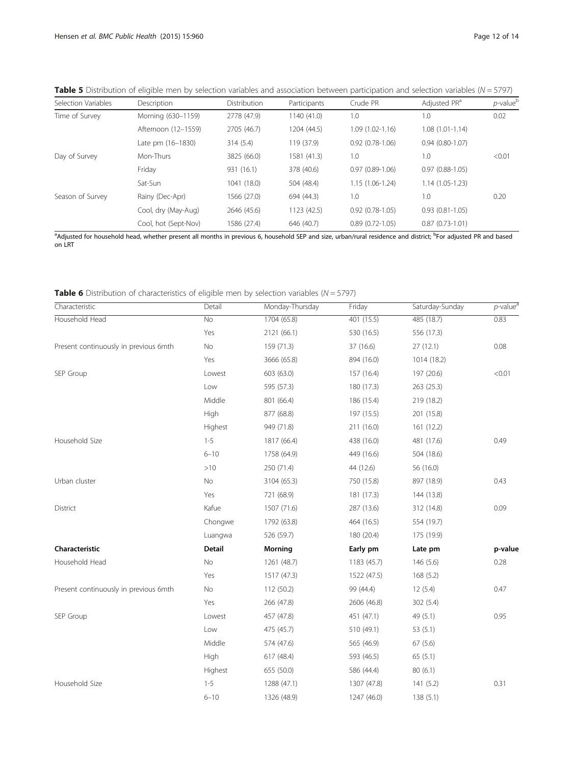**Table 5** Distribution of eligible men by selection variables and association between participation and selection variables ($N = 5797$)

| Selection Variables | Description | Distribution | Participants | Crude PR | Adjusted PR[a] | *p*-value[b] |
|---|---|---|---|---|---|---|
| Time of Survey | Morning (630–1159) | 2778 (47.9) | 1140 (41.0) | 1.0 | 1.0 | 0.02 |
| | Afternoon (12–1559) | 2705 (46.7) | 1204 (44.5) | 1.09 (1.02-1.16) | 1.08 (1.01-1.14) | |
| | Late pm (16–1830) | 314 (5.4) | 119 (37.9) | 0.92 (0.78-1.06) | 0.94 (0.80-1.07) | |
| Day of Survey | Mon-Thurs | 3825 (66.0) | 1581 (41.3) | 1.0 | 1.0 | <0.01 |
| | Friday | 931 (16.1) | 378 (40.6) | 0.97 (0.89-1.06) | 0.97 (0.88-1.05) | |
| | Sat-Sun | 1041 (18.0) | 504 (48.4) | 1.15 (1.06-1.24) | 1.14 (1.05-1.23) | |
| Season of Survey | Rainy (Dec-Apr) | 1566 (27.0) | 694 (44.3) | 1.0 | 1.0 | 0.20 |
| | Cool, dry (May-Aug) | 2646 (45.6) | 1123 (42.5) | 0.92 (0.78-1.05) | 0.93 (0.81-1.05) | |
| | Cool, hot (Sept-Nov) | 1586 (27.4) | 646 (40.7) | 0.89 (0.72-1.05) | 0.87 (0.73-1.01) | |

[a]Adjusted for household head, whether present all months in previous 6, household SEP and size, urban/rural residence and district; [b]For adjusted PR and based on LRT

**Table 6** Distribution of characteristics of eligible men by selection variables ($N = 5797$)

| Characteristic | Detail | Monday-Thursday | Friday | Saturday-Sunday | *p*-value[a] |
|---|---|---|---|---|---|
| Household Head | No | 1704 (65.8) | 401 (15.5) | 485 (18.7) | 0.83 |
| | Yes | 2121 (66.1) | 530 (16.5) | 556 (17.3) | |
| Present continuously in previous 6mth | No | 159 (71.3) | 37 (16.6) | 27 (12.1) | 0.08 |
| | Yes | 3666 (65.8) | 894 (16.0) | 1014 (18.2) | |
| SEP Group | Lowest | 603 (63.0) | 157 (16.4) | 197 (20.6) | <0.01 |
| | Low | 595 (57.3) | 180 (17.3) | 263 (25.3) | |
| | Middle | 801 (66.4) | 186 (15.4) | 219 (18.2) | |
| | High | 877 (68.8) | 197 (15.5) | 201 (15.8) | |
| | Highest | 949 (71.8) | 211 (16.0) | 161 (12.2) | |
| Household Size | 1-5 | 1817 (66.4) | 438 (16.0) | 481 (17.6) | 0.49 |
| | 6–10 | 1758 (64.9) | 449 (16.6) | 504 (18.6) | |
| | >10 | 250 (71.4) | 44 (12.6) | 56 (16.0) | |
| Urban cluster | No | 3104 (65.3) | 750 (15.8) | 897 (18.9) | 0.43 |
| | Yes | 721 (68.9) | 181 (17.3) | 144 (13.8) | |
| District | Kafue | 1507 (71.6) | 287 (13.6) | 312 (14.8) | 0.09 |
| | Chongwe | 1792 (63.8) | 464 (16.5) | 554 (19.7) | |
| | Luangwa | 526 (59.7) | 180 (20.4) | 175 (19.9) | |
| **Characteristic** | **Detail** | **Morning** | **Early pm** | **Late pm** | **p-value** |
| Household Head | No | 1261 (48.7) | 1183 (45.7) | 146 (5.6) | 0.28 |
| | Yes | 1517 (47.3) | 1522 (47.5) | 168 (5.2) | |
| Present continuously in previous 6mth | No | 112 (50.2) | 99 (44.4) | 12 (5.4) | 0.47 |
| | Yes | 266 (47.8) | 2606 (46.8) | 302 (5.4) | |
| SEP Group | Lowest | 457 (47.8) | 451 (47.1) | 49 (5.1) | 0.95 |
| | Low | 475 (45.7) | 510 (49.1) | 53 (5.1) | |
| | Middle | 574 (47.6) | 565 (46.9) | 67 (5.6) | |
| | High | 617 (48.4) | 593 (46.5) | 65 (5.1) | |
| | Highest | 655 (50.0) | 586 (44.4) | 80 (6.1) | |
| Household Size | 1-5 | 1288 (47.1) | 1307 (47.8) | 141 (5.2) | 0.31 |
| | 6–10 | 1326 (48.9) | 1247 (46.0) | 138 (5.1) | |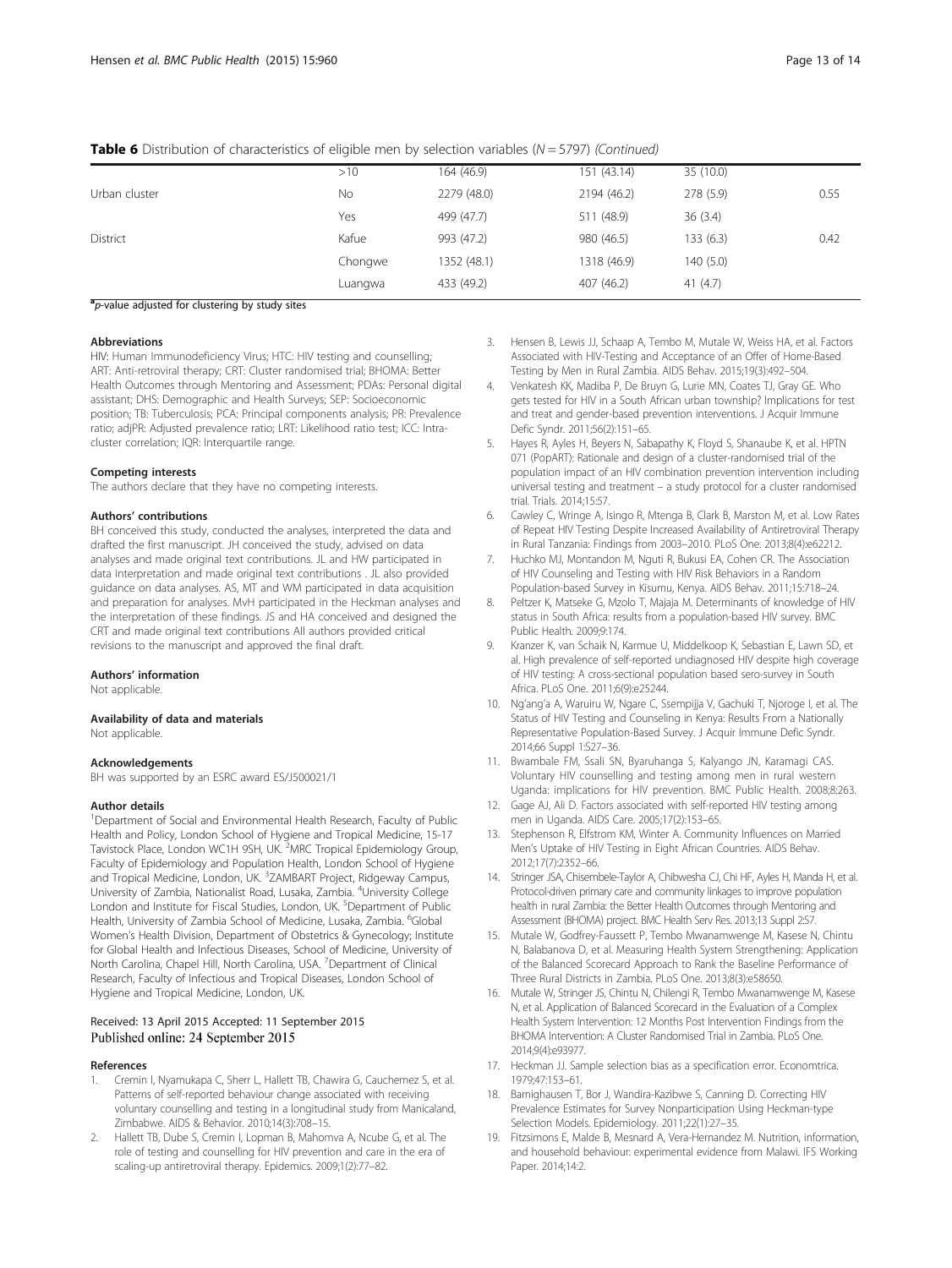**Table 6** Distribution of characteristics of eligible men by selection variables (*N* = 5797) *(Continued)*

| | | | | | |
|---|---|---|---|---|---|
| | >10 | 164 (46.9) | 151 (43.14) | 35 (10.0) | |
| Urban cluster | No | 2279 (48.0) | 2194 (46.2) | 278 (5.9) | 0.55 |
| | Yes | 499 (47.7) | 511 (48.9) | 36 (3.4) | |
| District | Kafue | 993 (47.2) | 980 (46.5) | 133 (6.3) | 0.42 |
| | Chongwe | 1352 (48.1) | 1318 (46.9) | 140 (5.0) | |
| | Luangwa | 433 (49.2) | 407 (46.2) | 41 (4.7) | |

[a] *p*-value adjusted for clustering by study sites

#### Abbreviations

HIV: Human Immunodeficiency Virus; HTC: HIV testing and counselling; ART: Anti-retroviral therapy; CRT: Cluster randomised trial; BHOMA: Better Health Outcomes through Mentoring and Assessment; PDAs: Personal digital assistant; DHS: Demographic and Health Surveys; SEP: Socioeconomic position; TB: Tuberculosis; PCA: Principal components analysis; PR: Prevalence ratio; adjPR: Adjusted prevalence ratio; LRT: Likelihood ratio test; ICC: Intra-cluster correlation; IQR: Interquartile range.

#### Competing interests

The authors declare that they have no competing interests.

#### Authors' contributions

BH conceived this study, conducted the analyses, interpreted the data and drafted the first manuscript. JH conceived the study, advised on data analyses and made original text contributions. JL and HW participated in data interpretation and made original text contributions . JL also provided guidance on data analyses. AS, MT and WM participated in data acquisition and preparation for analyses. MvH participated in the Heckman analyses and the interpretation of these findings. JS and HA conceived and designed the CRT and made original text contributions All authors provided critical revisions to the manuscript and approved the final draft.

#### Authors' information

Not applicable.

#### Availability of data and materials

Not applicable.

#### Acknowledgements

BH was supported by an ESRC award ES/J500021/1

#### Author details

[1]Department of Social and Environmental Health Research, Faculty of Public Health and Policy, London School of Hygiene and Tropical Medicine, 15-17 Tavistock Place, London WC1H 9SH, UK. [2]MRC Tropical Epidemiology Group, Faculty of Epidemiology and Population Health, London School of Hygiene and Tropical Medicine, London, UK. [3]ZAMBART Project, Ridgeway Campus, University of Zambia, Nationalist Road, Lusaka, Zambia. [4]University College London and Institute for Fiscal Studies, London, UK. [5]Department of Public Health, University of Zambia School of Medicine, Lusaka, Zambia. [6]Global Women's Health Division, Department of Obstetrics & Gynecology; Institute for Global Health and Infectious Diseases, School of Medicine, University of North Carolina, Chapel Hill, North Carolina, USA. [7]Department of Clinical Research, Faculty of Infectious and Tropical Diseases, London School of Hygiene and Tropical Medicine, London, UK.

Received: 13 April 2015 Accepted: 11 September 2015
Published online: 24 September 2015

#### References

1. Cremin I, Nyamukapa C, Sherr L, Hallett TB, Chawira G, Cauchemez S, et al. Patterns of self-reported behaviour change associated with receiving voluntary counselling and testing in a longitudinal study from Manicaland, Zimbabwe. AIDS & Behavior. 2010;14(3):708–15.
2. Hallett TB, Dube S, Cremin I, Lopman B, Mahomva A, Ncube G, et al. The role of testing and counselling for HIV prevention and care in the era of scaling-up antiretroviral therapy. Epidemics. 2009;1(2):77–82.
3. Hensen B, Lewis JJ, Schaap A, Tembo M, Mutale W, Weiss HA, et al. Factors Associated with HIV-Testing and Acceptance of an Offer of Home-Based Testing by Men in Rural Zambia. AIDS Behav. 2015;19(3):492–504.
4. Venkatesh KK, Madiba P, De Bruyn G, Lurie MN, Coates TJ, Gray GE. Who gets tested for HIV in a South African urban township? Implications for test and treat and gender-based prevention interventions. J Acquir Immune Defic Syndr. 2011;56(2):151–65.
5. Hayes R, Ayles H, Beyers N, Sabapathy K, Floyd S, Shanaube K, et al. HPTN 071 (PopART): Rationale and design of a cluster-randomised trial of the population impact of an HIV combination prevention intervention including universal testing and treatment – a study protocol for a cluster randomised trial. Trials. 2014;15:57.
6. Cawley C, Wringe A, Isingo R, Mtenga B, Clark B, Marston M, et al. Low Rates of Repeat HIV Testing Despite Increased Availability of Antiretroviral Therapy in Rural Tanzania: Findings from 2003–2010. PLoS One. 2013;8(4):e62212.
7. Huchko MJ, Montandon M, Nguti R, Bukusi EA, Cohen CR. The Association of HIV Counseling and Testing with HIV Risk Behaviors in a Random Population-based Survey in Kisumu, Kenya. AIDS Behav. 2011;15:718–24.
8. Peltzer K, Matseke G, Mzolo T, Majaja M. Determinants of knowledge of HIV status in South Africa: results from a population-based HIV survey. BMC Public Health. 2009;9:174.
9. Kranzer K, van Schaik N, Karmue U, Middelkoop K, Sebastian E, Lawn SD, et al. High prevalence of self-reported undiagnosed HIV despite high coverage of HIV testing: A cross-sectional population based sero-survey in South Africa. PLoS One. 2011;6(9):e25244.
10. Ng'ang'a A, Waruiru W, Ngare C, Ssempijja V, Gachuki T, Njoroge I, et al. The Status of HIV Testing and Counseling in Kenya: Results From a Nationally Representative Population-Based Survey. J Acquir Immune Defic Syndr. 2014;66 Suppl 1:S27–36.
11. Bwambale FM, Ssali SN, Byaruhanga S, Kalyango JN, Karamagi CAS. Voluntary HIV counselling and testing among men in rural western Uganda: implications for HIV prevention. BMC Public Health. 2008;8:263.
12. Gage AJ, Ali D. Factors associated with self-reported HIV testing among men in Uganda. AIDS Care. 2005;17(2):153–65.
13. Stephenson R, Elfstrom KM, Winter A. Community Influences on Married Men's Uptake of HIV Testing in Eight African Countries. AIDS Behav. 2012;17(7):2352–66.
14. Stringer JSA, Chisembele-Taylor A, Chibwesha CJ, Chi HF, Ayles H, Manda H, et al. Protocol-driven primary care and community linkages to improve population health in rural Zambia: the Better Health Outcomes through Mentoring and Assessment (BHOMA) project. BMC Health Serv Res. 2013;13 Suppl 2:S7.
15. Mutale W, Godfrey-Faussett P, Tembo Mwanamwenge M, Kasese N, Chintu N, Balabanova D, et al. Measuring Health System Strengthening: Application of the Balanced Scorecard Approach to Rank the Baseline Performance of Three Rural Districts in Zambia. PLoS One. 2013;8(3):e58650.
16. Mutale W, Stringer JS, Chintu N, Chilengi R, Tembo Mwanamwenge M, Kasese N, et al. Application of Balanced Scorecard in the Evaluation of a Complex Health System Intervention: 12 Months Post Intervention Findings from the BHOMA Intervention: A Cluster Randomised Trial in Zambia. PLoS One. 2014;9(4):e93977.
17. Heckman JJ. Sample selection bias as a specification error. Econometrica. 1979;47:153–61.
18. Barnighausen T, Bor J, Wandira-Kazibwe S, Canning D. Correcting HIV Prevalence Estimates for Survey Nonparticipation Using Heckman-type Selection Models. Epidemiology. 2011;22(1):27–35.
19. Fitzsimons E, Malde B, Mesnard A, Vera-Hernandez M. Nutrition, information, and household behaviour: experimental evidence from Malawi. IFS Working Paper. 2014;14:2.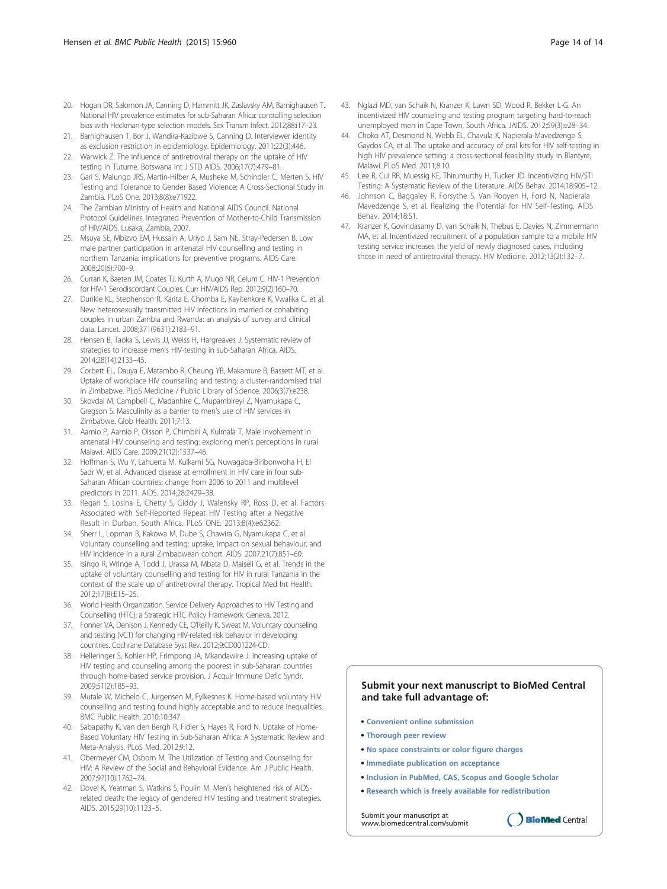20. Hogan DR, Salomon JA, Canning D, Hammitt JK, Zaslavsky AM, Barnighausen T. National HIV prevalence estimates for sub-Saharan Africa: controlling selection bias with Heckman-type selection models. Sex Transm Infect. 2012;88:i17–23.
21. Barnighausen T, Bor J, Wandira-Kazibwe S, Canning D. Interviewer identity as exclusion restriction in epidemiology. Epidemiology. 2011;22(3):446.
22. Warwick Z. The influence of antiretroviral therapy on the uptake of HIV testing in Tutume. Botswana Int J STD AIDS. 2006;17(7):479–81.
23. Gari S, Malungo JRS, Martin-Hilber A, Musheke M, Schindler C, Merten S. HIV Testing and Tolerance to Gender Based Violence: A Cross-Sectional Study in Zambia. PLoS One. 2013;8(8):e71922.
24. The Zambian Ministry of Health and National AIDS Council. National Protocol Guidelines. Integrated Prevention of Mother-to-Child Transmission of HIV/AIDS. Lusaka, Zambia, 2007.
25. Msuya SE, Mbizvo EM, Hussain A, Uriyo J, Sam NE, Stray-Pedersen B. Low male partner participation in antenatal HIV counselling and testing in northern Tanzania: implications for preventive programs. AIDS Care. 2008;20(6):700–9.
26. Curran K, Baeten JM, Coates TJ, Kurth A, Mugo NR, Celum C. HIV-1 Prevention for HIV-1 Serodiscordant Couples. Curr HIV/AIDS Rep. 2012;9(2):160–70.
27. Dunkle KL, Stephenson R, Karita E, Chomba E, Kayitenkore K, Vwalika C, et al. New heterosexually transmitted HIV infections in married or cohabiting couples in urban Zambia and Rwanda: an analysis of survey and clinical data. Lancet. 2008;371(9631):2183–91.
28. Hensen B, Taoka S, Lewis JJ, Weiss H, Hargreaves J. Systematic review of strategies to increase men's HIV-testing in sub-Saharan Africa. AIDS. 2014;28(14):2133–45.
29. Corbett EL, Dauya E, Matambo R, Cheung YB, Makamure B, Bassett MT, et al. Uptake of workplace HIV counselling and testing: a cluster-randomised trial in Zimbabwe. PLoS Medicine / Public Library of Science. 2006;3(7):e238.
30. Skovdal M, Campbell C, Madanhire C, Mupambireyi Z, Nyamukapa C, Gregson S. Masculinity as a barrier to men's use of HIV services in Zimbabwe. Glob Health. 2011;7:13.
31. Aarnio P, Aarnio P, Olsson P, Chimbiri A, Kulmala T. Male involvement in antenatal HIV counseling and testing: exploring men's perceptions in rural Malawi. AIDS Care. 2009;21(12):1537–46.
32. Hoffman S, Wu Y, Lahuerta M, Kulkarni SG, Nuwagaba-Biribonwoha H, El Sadr W, et al. Advanced disease at enrollment in HIV care in four sub-Saharan African countries: change from 2006 to 2011 and multilevel predictors in 2011. AIDS. 2014;28:2429–38.
33. Regan S, Losina E, Chetty S, Giddy J, Walensky RP, Ross D, et al. Factors Associated with Self-Reported Repeat HIV Testing after a Negative Result in Durban, South Africa. PLoS ONE. 2013;8(4):e62362.
34. Sherr L, Lopman B, Kakowa M, Dube S, Chawira G, Nyamukapa C, et al. Voluntary counselling and testing: uptake, impact on sexual behaviour, and HIV incidence in a rural Zimbabwean cohort. AIDS. 2007;21(7):851–60.
35. Isingo R, Wringe A, Todd J, Urassa M, Mbata D, Maiseli G, et al. Trends in the uptake of voluntary counselling and testing for HIV in rural Tanzania in the context of the scale up of antiretroviral therapy. Tropical Med Int Health. 2012;17(8):E15–25.
36. World Health Organization. Service Delivery Approaches to HIV Testing and Counselling (HTC): a Strategic HTC Policy Framework. Geneva, 2012.
37. Fonner VA, Denison J, Kennedy CE, O'Reilly K, Sweat M. Voluntary counseling and testing (VCT) for changing HIV-related risk behavior in developing countries. Cochrane Database Syst Rev. 2012;9:CD001224-CD.
38. Helleringer S, Kohler HP, Frimpong JA, Mkandawire J. Increasing uptake of HIV testing and counseling among the poorest in sub-Saharan countries through home-based service provision. J Acquir Immune Defic Syndr. 2009;51(2):185–93.
39. Mutale W, Michelo C, Jurgensen M, Fylkesnes K. Home-based voluntary HIV counselling and testing found highly acceptable and to reduce inequalities. BMC Public Health. 2010;10:347.
40. Sabapathy K, van den Bergh R, Fidler S, Hayes R, Ford N. Uptake of Home-Based Voluntary HIV Testing in Sub-Saharan Africa: A Systematic Review and Meta-Analysis. PLoS Med. 2012;9:12.
41. Obermeyer CM, Osborn M. The Utilization of Testing and Counseling for HIV: A Review of the Social and Behavioral Evidence. Am J Public Health. 2007;97(10):1762–74.
42. Dovel K, Yeatman S, Watkins S, Poulin M. Men's heightened risk of AIDS-related death: the legacy of gendered HIV testing and treatment strategies. AIDS. 2015;29(10):1123–5.
43. Nglazi MD, van Schaik N, Kranzer K, Lawn SD, Wood R, Bekker L-G. An incentivized HIV counseling and testing program targeting hard-to-reach unemployed men in Cape Town, South Africa. JAIDS. 2012;59(3):e28–34.
44. Choko AT, Desmond N, Webb EL, Chavula K, Napierala-Mavedzenge S, Gaydos CA, et al. The uptake and accuracy of oral kits for HIV self-testing in high HIV prevalence setting: a cross-sectional feasibility study in Blantyre, Malawi. PLoS Med. 2011;8:10.
45. Lee R, Cui RR, Muessig KE, Thirumurthy H, Tucker JD. Incentivizing HIV/STI Testing: A Systematic Review of the Literature. AIDS Behav. 2014;18:905–12.
46. Johnson C, Baggaley R, Forsythe S, Van Rooyen H, Ford N, Napierala Mavedzenge S, et al. Realizing the Potential for HIV Self-Testing. AIDS Behav. 2014;18:S1.
47. Kranzer K, Govindasamy D, van Schaik N, Thebus E, Davies N, Zimmermann MA, et al. Incentivized recruitment of a population sample to a mobile HIV testing service increases the yield of newly diagnosed cases, including those in need of antiretroviral therapy. HIV Medicine. 2012;13(2):132–7.

**Submit your next manuscript to BioMed Central and take full advantage of:**

- Convenient online submission
- Thorough peer review
- No space constraints or color figure charges
- Immediate publication on acceptance
- Inclusion in PubMed, CAS, Scopus and Google Scholar
- Research which is freely available for redistribution

Submit your manuscript at www.biomedcentral.com/submit

BioMed Central